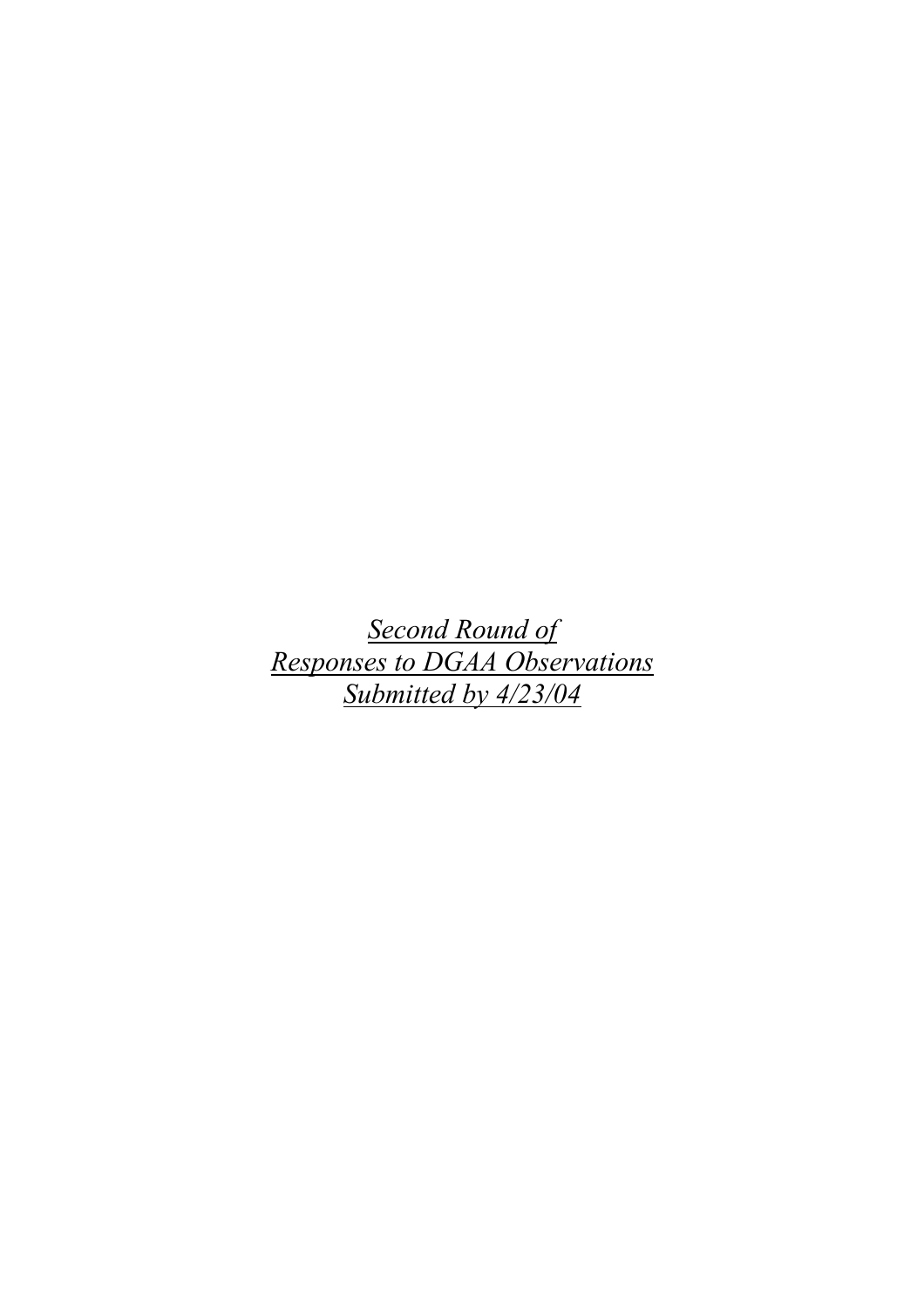*<u>Second Round of</u>*
*<u>Responses to DGAA Observations</u>*
*<u>Submitted by 4/23/04</u>*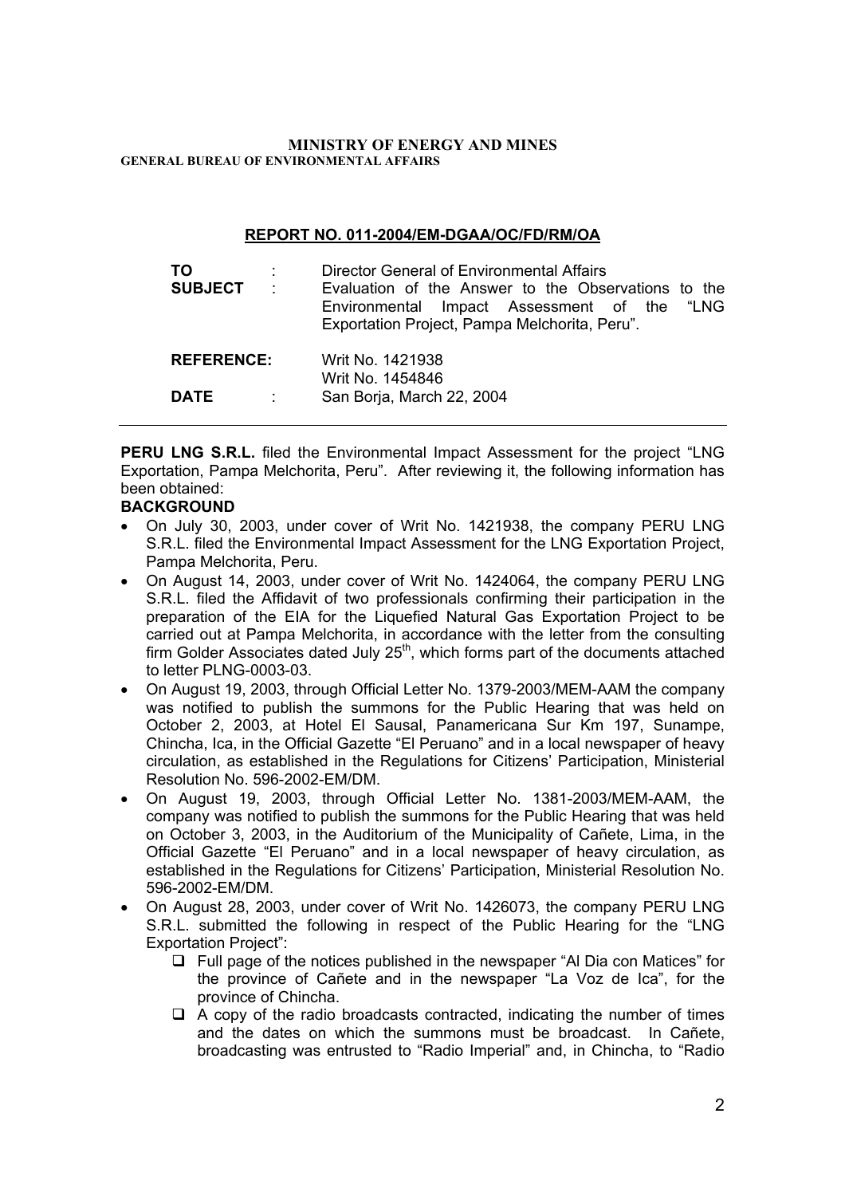**MINISTRY OF ENERGY AND MINES**
**GENERAL BUREAU OF ENVIRONMENTAL AFFAIRS**

**REPORT NO. 011-2004/EM-DGAA/OC/FD/RM/OA**

| | | |
|---|---|---|
| **TO** | : | Director General of Environmental Affairs |
| **SUBJECT** | : | Evaluation of the Answer to the Observations to the Environmental Impact Assessment of the "LNG Exportation Project, Pampa Melchorita, Peru". |
| **REFERENCE:** | | Writ No. 1421938<br>Writ No. 1454846 |
| **DATE** | : | San Borja, March 22, 2004 |

---

**PERU LNG S.R.L.** filed the Environmental Impact Assessment for the project "LNG Exportation, Pampa Melchorita, Peru". After reviewing it, the following information has been obtained:

**BACKGROUND**

- On July 30, 2003, under cover of Writ No. 1421938, the company PERU LNG S.R.L. filed the Environmental Impact Assessment for the LNG Exportation Project, Pampa Melchorita, Peru.
- On August 14, 2003, under cover of Writ No. 1424064, the company PERU LNG S.R.L. filed the Affidavit of two professionals confirming their participation in the preparation of the EIA for the Liquefied Natural Gas Exportation Project to be carried out at Pampa Melchorita, in accordance with the letter from the consulting firm Golder Associates dated July 25th, which forms part of the documents attached to letter PLNG-0003-03.
- On August 19, 2003, through Official Letter No. 1379-2003/MEM-AAM the company was notified to publish the summons for the Public Hearing that was held on October 2, 2003, at Hotel El Sausal, Panamericana Sur Km 197, Sunampe, Chincha, Ica, in the Official Gazette "El Peruano" and in a local newspaper of heavy circulation, as established in the Regulations for Citizens' Participation, Ministerial Resolution No. 596-2002-EM/DM.
- On August 19, 2003, through Official Letter No. 1381-2003/MEM-AAM, the company was notified to publish the summons for the Public Hearing that was held on October 3, 2003, in the Auditorium of the Municipality of Cañete, Lima, in the Official Gazette "El Peruano" and in a local newspaper of heavy circulation, as established in the Regulations for Citizens' Participation, Ministerial Resolution No. 596-2002-EM/DM.
- On August 28, 2003, under cover of Writ No. 1426073, the company PERU LNG S.R.L. submitted the following in respect of the Public Hearing for the "LNG Exportation Project":
  - Full page of the notices published in the newspaper "Al Dia con Matices" for the province of Cañete and in the newspaper "La Voz de Ica", for the province of Chincha.
  - A copy of the radio broadcasts contracted, indicating the number of times and the dates on which the summons must be broadcast. In Cañete, broadcasting was entrusted to "Radio Imperial" and, in Chincha, to "Radio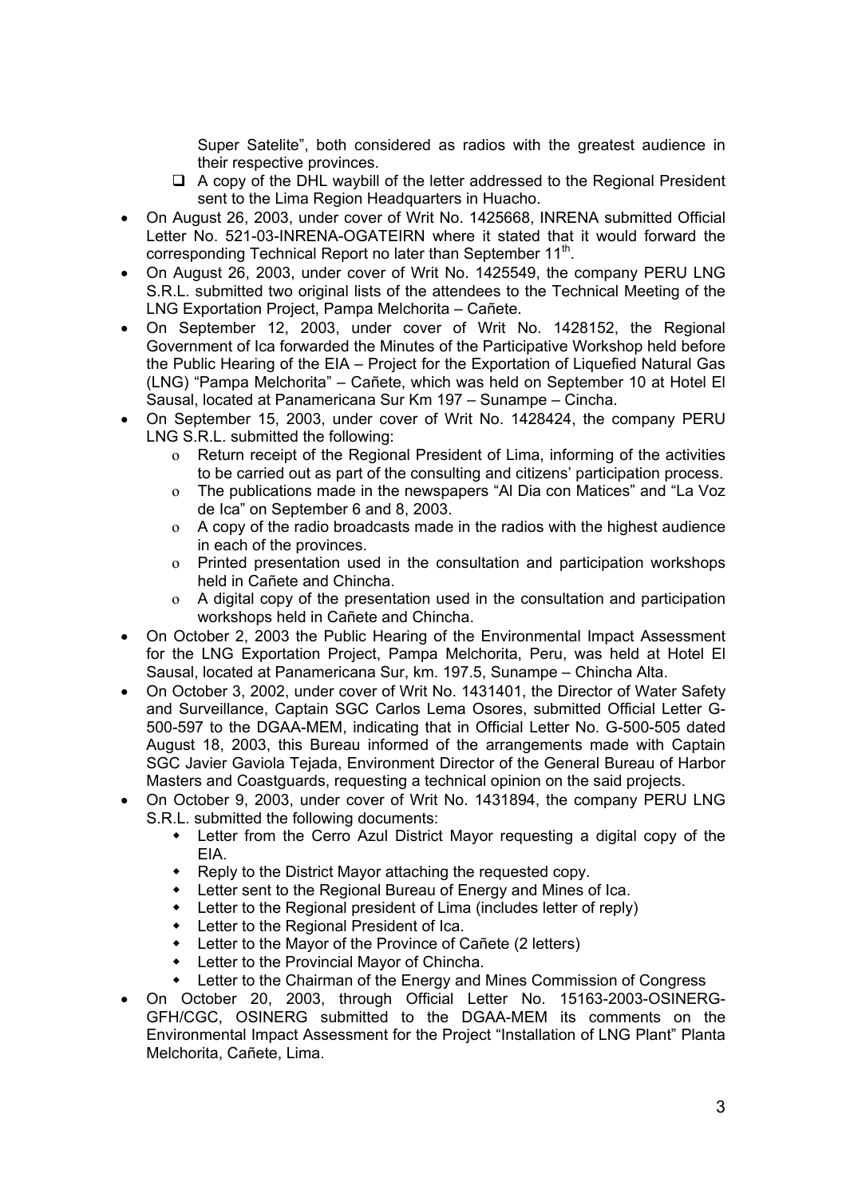Super Satelite", both considered as radios with the greatest audience in their respective provinces.

- ❑ A copy of the DHL waybill of the letter addressed to the Regional President sent to the Lima Region Headquarters in Huacho.

- On August 26, 2003, under cover of Writ No. 1425668, INRENA submitted Official Letter No. 521-03-INRENA-OGATEIRN where it stated that it would forward the corresponding Technical Report no later than September 11th.
- On August 26, 2003, under cover of Writ No. 1425549, the company PERU LNG S.R.L. submitted two original lists of the attendees to the Technical Meeting of the LNG Exportation Project, Pampa Melchorita – Cañete.
- On September 12, 2003, under cover of Writ No. 1428152, the Regional Government of Ica forwarded the Minutes of the Participative Workshop held before the Public Hearing of the EIA – Project for the Exportation of Liquefied Natural Gas (LNG) "Pampa Melchorita" – Cañete, which was held on September 10 at Hotel El Sausal, located at Panamericana Sur Km 197 – Sunampe – Cincha.
- On September 15, 2003, under cover of Writ No. 1428424, the company PERU LNG S.R.L. submitted the following:
  - Return receipt of the Regional President of Lima, informing of the activities to be carried out as part of the consulting and citizens' participation process.
  - The publications made in the newspapers "Al Dia con Matices" and "La Voz de Ica" on September 6 and 8, 2003.
  - A copy of the radio broadcasts made in the radios with the highest audience in each of the provinces.
  - Printed presentation used in the consultation and participation workshops held in Cañete and Chincha.
  - A digital copy of the presentation used in the consultation and participation workshops held in Cañete and Chincha.
- On October 2, 2003 the Public Hearing of the Environmental Impact Assessment for the LNG Exportation Project, Pampa Melchorita, Peru, was held at Hotel El Sausal, located at Panamericana Sur, km. 197.5, Sunampe – Chincha Alta.
- On October 3, 2002, under cover of Writ No. 1431401, the Director of Water Safety and Surveillance, Captain SGC Carlos Lema Osores, submitted Official Letter G-500-597 to the DGAA-MEM, indicating that in Official Letter No. G-500-505 dated August 18, 2003, this Bureau informed of the arrangements made with Captain SGC Javier Gaviola Tejada, Environment Director of the General Bureau of Harbor Masters and Coastguards, requesting a technical opinion on the said projects.
- On October 9, 2003, under cover of Writ No. 1431894, the company PERU LNG S.R.L. submitted the following documents:
  - Letter from the Cerro Azul District Mayor requesting a digital copy of the EIA.
  - Reply to the District Mayor attaching the requested copy.
  - Letter sent to the Regional Bureau of Energy and Mines of Ica.
  - Letter to the Regional president of Lima (includes letter of reply)
  - Letter to the Regional President of Ica.
  - Letter to the Mayor of the Province of Cañete (2 letters)
  - Letter to the Provincial Mayor of Chincha.
  - Letter to the Chairman of the Energy and Mines Commission of Congress
- On October 20, 2003, through Official Letter No. 15163-2003-OSINERG-GFH/CGC, OSINERG submitted to the DGAA-MEM its comments on the Environmental Impact Assessment for the Project "Installation of LNG Plant" Planta Melchorita, Cañete, Lima.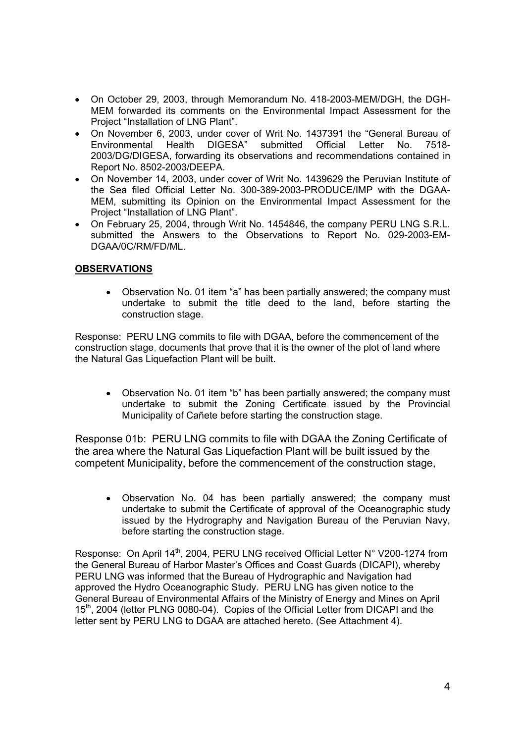- On October 29, 2003, through Memorandum No. 418-2003-MEM/DGH, the DGH-MEM forwarded its comments on the Environmental Impact Assessment for the Project “Installation of LNG Plant”.
- On November 6, 2003, under cover of Writ No. 1437391 the “General Bureau of Environmental Health DIGESA” submitted Official Letter No. 7518-2003/DG/DIGESA, forwarding its observations and recommendations contained in Report No. 8502-2003/DEEPA.
- On November 14, 2003, under cover of Writ No. 1439629 the Peruvian Institute of the Sea filed Official Letter No. 300-389-2003-PRODUCE/IMP with the DGAA-MEM, submitting its Opinion on the Environmental Impact Assessment for the Project “Installation of LNG Plant”.
- On February 25, 2004, through Writ No. 1454846, the company PERU LNG S.R.L. submitted the Answers to the Observations to Report No. 029-2003-EM-DGAA/0C/RM/FD/ML.

**OBSERVATIONS**

- Observation No. 01 item “a” has been partially answered; the company must undertake to submit the title deed to the land, before starting the construction stage.

Response: PERU LNG commits to file with DGAA, before the commencement of the construction stage, documents that prove that it is the owner of the plot of land where the Natural Gas Liquefaction Plant will be built.

- Observation No. 01 item “b” has been partially answered; the company must undertake to submit the Zoning Certificate issued by the Provincial Municipality of Cañete before starting the construction stage.

Response 01b: PERU LNG commits to file with DGAA the Zoning Certificate of the area where the Natural Gas Liquefaction Plant will be built issued by the competent Municipality, before the commencement of the construction stage,

- Observation No. 04 has been partially answered; the company must undertake to submit the Certificate of approval of the Oceanographic study issued by the Hydrography and Navigation Bureau of the Peruvian Navy, before starting the construction stage.

Response: On April 14th, 2004, PERU LNG received Official Letter N° V200-1274 from the General Bureau of Harbor Master’s Offices and Coast Guards (DICAPI), whereby PERU LNG was informed that the Bureau of Hydrographic and Navigation had approved the Hydro Oceanographic Study. PERU LNG has given notice to the General Bureau of Environmental Affairs of the Ministry of Energy and Mines on April 15th, 2004 (letter PLNG 0080-04). Copies of the Official Letter from DICAPI and the letter sent by PERU LNG to DGAA are attached hereto. (See Attachment 4).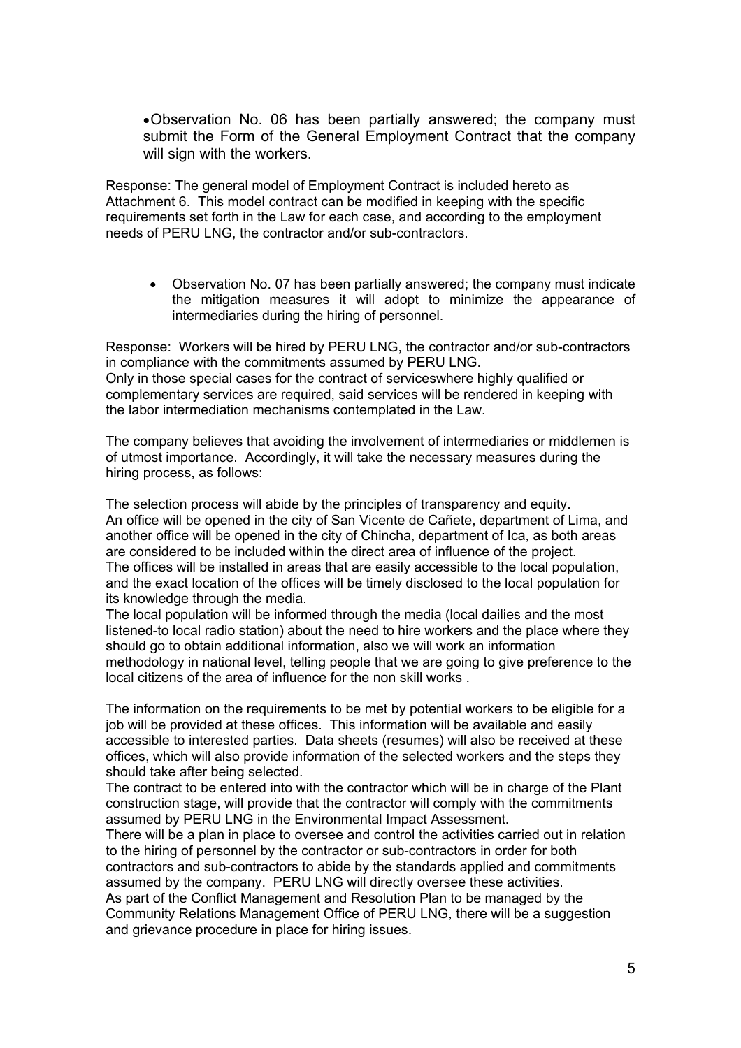- Observation No. 06 has been partially answered; the company must submit the Form of the General Employment Contract that the company will sign with the workers.

Response: The general model of Employment Contract is included hereto as Attachment 6. This model contract can be modified in keeping with the specific requirements set forth in the Law for each case, and according to the employment needs of PERU LNG, the contractor and/or sub-contractors.

- Observation No. 07 has been partially answered; the company must indicate the mitigation measures it will adopt to minimize the appearance of intermediaries during the hiring of personnel.

Response: Workers will be hired by PERU LNG, the contractor and/or sub-contractors in compliance with the commitments assumed by PERU LNG.
Only in those special cases for the contract of serviceswhere highly qualified or complementary services are required, said services will be rendered in keeping with the labor intermediation mechanisms contemplated in the Law.

The company believes that avoiding the involvement of intermediaries or middlemen is of utmost importance. Accordingly, it will take the necessary measures during the hiring process, as follows:

The selection process will abide by the principles of transparency and equity.
An office will be opened in the city of San Vicente de Cañete, department of Lima, and another office will be opened in the city of Chincha, department of Ica, as both areas are considered to be included within the direct area of influence of the project.
The offices will be installed in areas that are easily accessible to the local population, and the exact location of the offices will be timely disclosed to the local population for its knowledge through the media.
The local population will be informed through the media (local dailies and the most listened-to local radio station) about the need to hire workers and the place where they should go to obtain additional information, also we will work an information methodology in national level, telling people that we are going to give preference to the local citizens of the area of influence for the non skill works .

The information on the requirements to be met by potential workers to be eligible for a job will be provided at these offices. This information will be available and easily accessible to interested parties. Data sheets (resumes) will also be received at these offices, which will also provide information of the selected workers and the steps they should take after being selected.
The contract to be entered into with the contractor which will be in charge of the Plant construction stage, will provide that the contractor will comply with the commitments assumed by PERU LNG in the Environmental Impact Assessment.
There will be a plan in place to oversee and control the activities carried out in relation to the hiring of personnel by the contractor or sub-contractors in order for both contractors and sub-contractors to abide by the standards applied and commitments assumed by the company. PERU LNG will directly oversee these activities.
As part of the Conflict Management and Resolution Plan to be managed by the Community Relations Management Office of PERU LNG, there will be a suggestion and grievance procedure in place for hiring issues.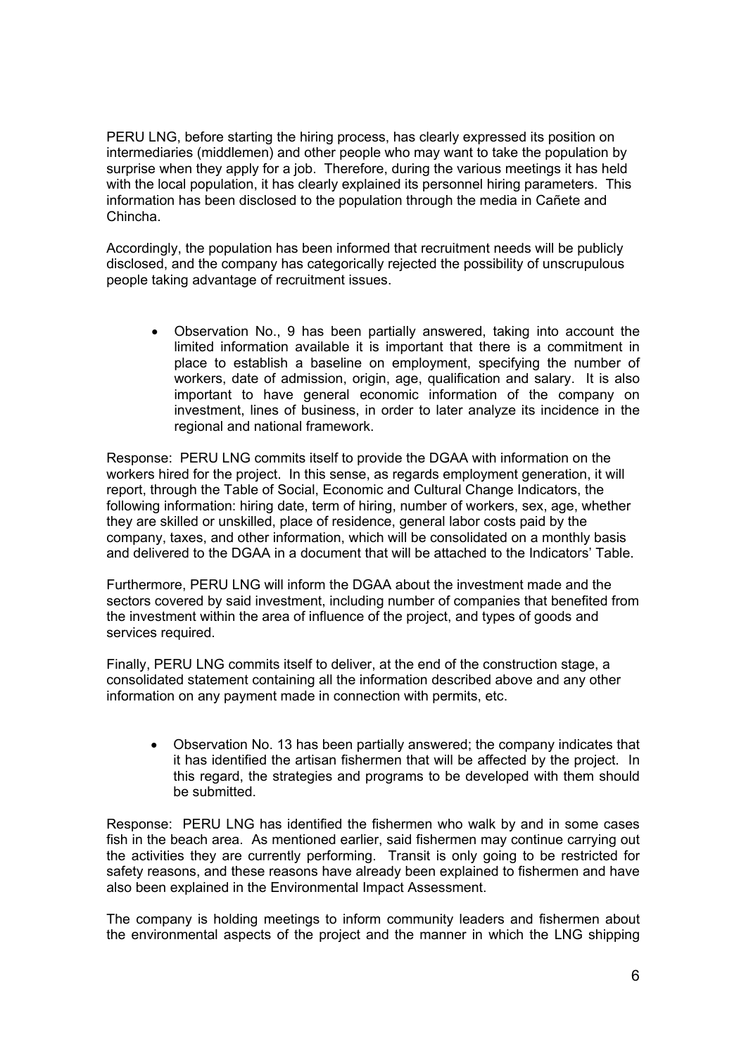PERU LNG, before starting the hiring process, has clearly expressed its position on intermediaries (middlemen) and other people who may want to take the population by surprise when they apply for a job. Therefore, during the various meetings it has held with the local population, it has clearly explained its personnel hiring parameters. This information has been disclosed to the population through the media in Cañete and Chincha.

Accordingly, the population has been informed that recruitment needs will be publicly disclosed, and the company has categorically rejected the possibility of unscrupulous people taking advantage of recruitment issues.

- Observation No., 9 has been partially answered, taking into account the limited information available it is important that there is a commitment in place to establish a baseline on employment, specifying the number of workers, date of admission, origin, age, qualification and salary. It is also important to have general economic information of the company on investment, lines of business, in order to later analyze its incidence in the regional and national framework.

Response: PERU LNG commits itself to provide the DGAA with information on the workers hired for the project. In this sense, as regards employment generation, it will report, through the Table of Social, Economic and Cultural Change Indicators, the following information: hiring date, term of hiring, number of workers, sex, age, whether they are skilled or unskilled, place of residence, general labor costs paid by the company, taxes, and other information, which will be consolidated on a monthly basis and delivered to the DGAA in a document that will be attached to the Indicators' Table.

Furthermore, PERU LNG will inform the DGAA about the investment made and the sectors covered by said investment, including number of companies that benefited from the investment within the area of influence of the project, and types of goods and services required.

Finally, PERU LNG commits itself to deliver, at the end of the construction stage, a consolidated statement containing all the information described above and any other information on any payment made in connection with permits, etc.

- Observation No. 13 has been partially answered; the company indicates that it has identified the artisan fishermen that will be affected by the project. In this regard, the strategies and programs to be developed with them should be submitted.

Response: PERU LNG has identified the fishermen who walk by and in some cases fish in the beach area. As mentioned earlier, said fishermen may continue carrying out the activities they are currently performing. Transit is only going to be restricted for safety reasons, and these reasons have already been explained to fishermen and have also been explained in the Environmental Impact Assessment.

The company is holding meetings to inform community leaders and fishermen about the environmental aspects of the project and the manner in which the LNG shipping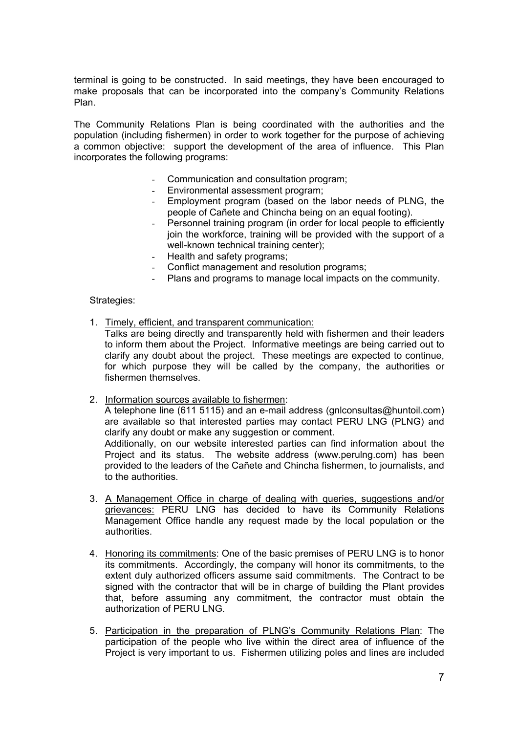terminal is going to be constructed. In said meetings, they have been encouraged to make proposals that can be incorporated into the company's Community Relations Plan.

The Community Relations Plan is being coordinated with the authorities and the population (including fishermen) in order to work together for the purpose of achieving a common objective: support the development of the area of influence. This Plan incorporates the following programs:

- Communication and consultation program;
- Environmental assessment program;
- Employment program (based on the labor needs of PLNG, the people of Cañete and Chincha being on an equal footing).
- Personnel training program (in order for local people to efficiently join the workforce, training will be provided with the support of a well-known technical training center);
- Health and safety programs;
- Conflict management and resolution programs;
- Plans and programs to manage local impacts on the community.

Strategies:

1. Timely, efficient, and transparent communication:
   Talks are being directly and transparently held with fishermen and their leaders to inform them about the Project. Informative meetings are being carried out to clarify any doubt about the project. These meetings are expected to continue, for which purpose they will be called by the company, the authorities or fishermen themselves.

2. Information sources available to fishermen:
   A telephone line (611 5115) and an e-mail address (gnlconsultas@huntoil.com) are available so that interested parties may contact PERU LNG (PLNG) and clarify any doubt or make any suggestion or comment.
   Additionally, on our website interested parties can find information about the Project and its status. The website address (www.perulng.com) has been provided to the leaders of the Cañete and Chincha fishermen, to journalists, and to the authorities.

3. A Management Office in charge of dealing with queries, suggestions and/or grievances: PERU LNG has decided to have its Community Relations Management Office handle any request made by the local population or the authorities.

4. Honoring its commitments: One of the basic premises of PERU LNG is to honor its commitments. Accordingly, the company will honor its commitments, to the extent duly authorized officers assume said commitments. The Contract to be signed with the contractor that will be in charge of building the Plant provides that, before assuming any commitment, the contractor must obtain the authorization of PERU LNG.

5. Participation in the preparation of PLNG's Community Relations Plan: The participation of the people who live within the direct area of influence of the Project is very important to us. Fishermen utilizing poles and lines are included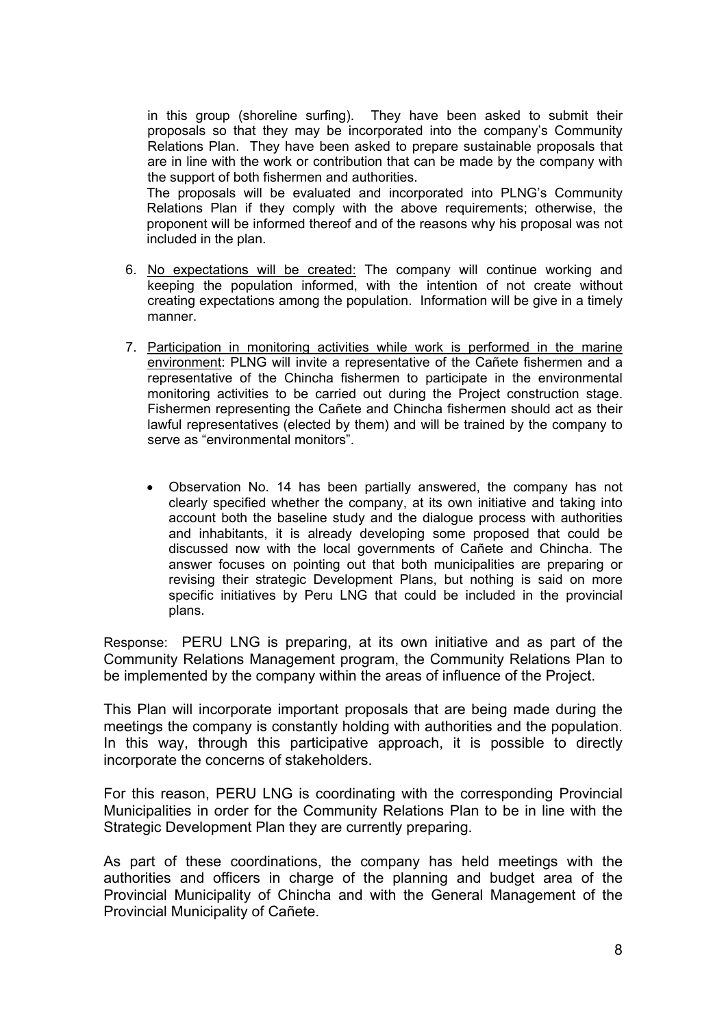in this group (shoreline surfing). They have been asked to submit their proposals so that they may be incorporated into the company's Community Relations Plan. They have been asked to prepare sustainable proposals that are in line with the work or contribution that can be made by the company with the support of both fishermen and authorities.
The proposals will be evaluated and incorporated into PLNG's Community Relations Plan if they comply with the above requirements; otherwise, the proponent will be informed thereof and of the reasons why his proposal was not included in the plan.

6. No expectations will be created: The company will continue working and keeping the population informed, with the intention of not create without creating expectations among the population. Information will be give in a timely manner.

7. Participation in monitoring activities while work is performed in the marine environment: PLNG will invite a representative of the Cañete fishermen and a representative of the Chincha fishermen to participate in the environmental monitoring activities to be carried out during the Project construction stage. Fishermen representing the Cañete and Chincha fishermen should act as their lawful representatives (elected by them) and will be trained by the company to serve as "environmental monitors".

   - Observation No. 14 has been partially answered, the company has not clearly specified whether the company, at its own initiative and taking into account both the baseline study and the dialogue process with authorities and inhabitants, it is already developing some proposed that could be discussed now with the local governments of Cañete and Chincha. The answer focuses on pointing out that both municipalities are preparing or revising their strategic Development Plans, but nothing is said on more specific initiatives by Peru LNG that could be included in the provincial plans.

Response: PERU LNG is preparing, at its own initiative and as part of the Community Relations Management program, the Community Relations Plan to be implemented by the company within the areas of influence of the Project.

This Plan will incorporate important proposals that are being made during the meetings the company is constantly holding with authorities and the population. In this way, through this participative approach, it is possible to directly incorporate the concerns of stakeholders.

For this reason, PERU LNG is coordinating with the corresponding Provincial Municipalities in order for the Community Relations Plan to be in line with the Strategic Development Plan they are currently preparing.

As part of these coordinations, the company has held meetings with the authorities and officers in charge of the planning and budget area of the Provincial Municipality of Chincha and with the General Management of the Provincial Municipality of Cañete.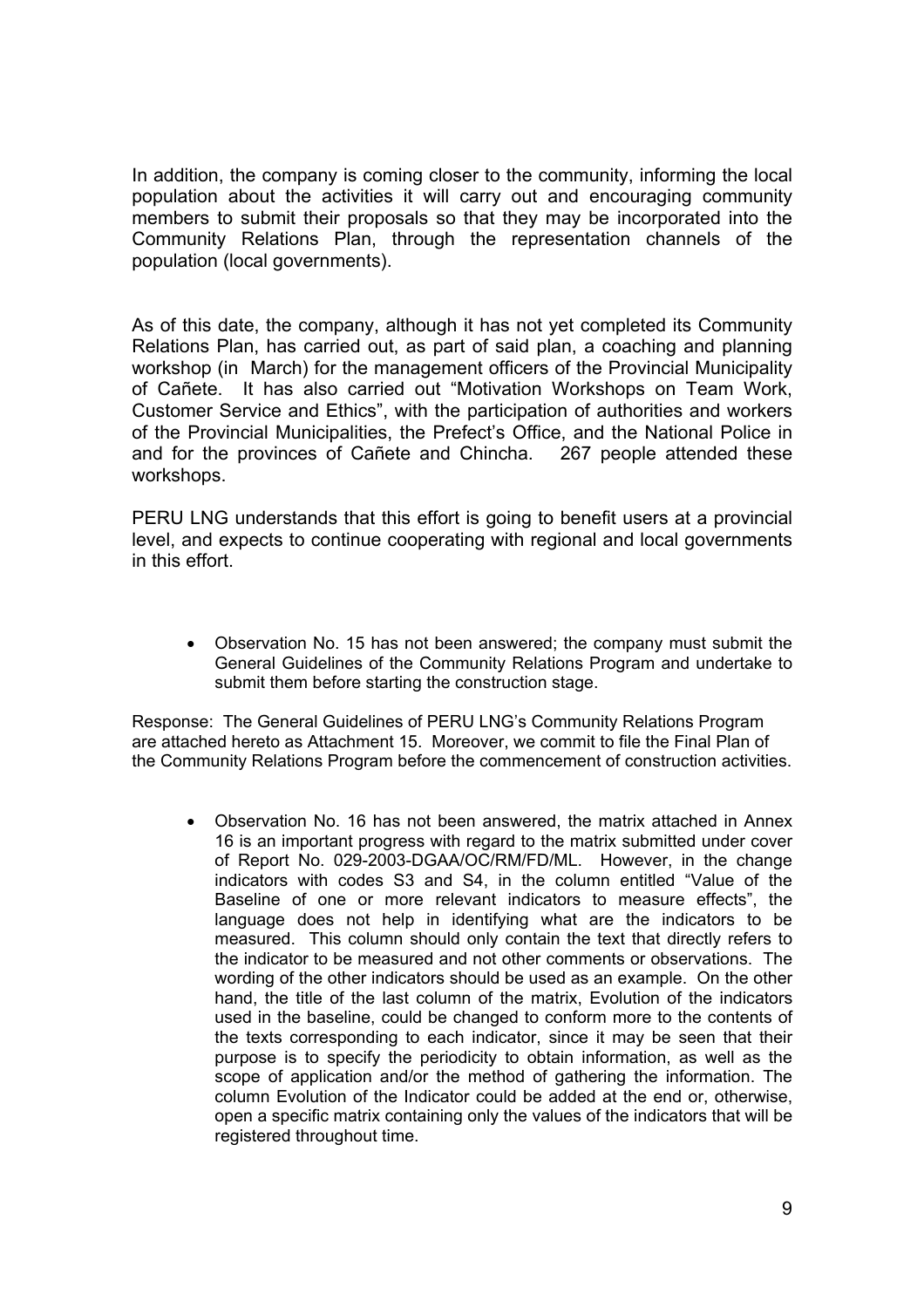In addition, the company is coming closer to the community, informing the local population about the activities it will carry out and encouraging community members to submit their proposals so that they may be incorporated into the Community Relations Plan, through the representation channels of the population (local governments).

As of this date, the company, although it has not yet completed its Community Relations Plan, has carried out, as part of said plan, a coaching and planning workshop (in March) for the management officers of the Provincial Municipality of Cañete. It has also carried out "Motivation Workshops on Team Work, Customer Service and Ethics", with the participation of authorities and workers of the Provincial Municipalities, the Prefect's Office, and the National Police in and for the provinces of Cañete and Chincha. 267 people attended these workshops.

PERU LNG understands that this effort is going to benefit users at a provincial level, and expects to continue cooperating with regional and local governments in this effort.

- Observation No. 15 has not been answered; the company must submit the General Guidelines of the Community Relations Program and undertake to submit them before starting the construction stage.

Response: The General Guidelines of PERU LNG's Community Relations Program are attached hereto as Attachment 15. Moreover, we commit to file the Final Plan of the Community Relations Program before the commencement of construction activities.

- Observation No. 16 has not been answered, the matrix attached in Annex 16 is an important progress with regard to the matrix submitted under cover of Report No. 029-2003-DGAA/OC/RM/FD/ML. However, in the change indicators with codes S3 and S4, in the column entitled "Value of the Baseline of one or more relevant indicators to measure effects", the language does not help in identifying what are the indicators to be measured. This column should only contain the text that directly refers to the indicator to be measured and not other comments or observations. The wording of the other indicators should be used as an example. On the other hand, the title of the last column of the matrix, Evolution of the indicators used in the baseline, could be changed to conform more to the contents of the texts corresponding to each indicator, since it may be seen that their purpose is to specify the periodicity to obtain information, as well as the scope of application and/or the method of gathering the information. The column Evolution of the Indicator could be added at the end or, otherwise, open a specific matrix containing only the values of the indicators that will be registered throughout time.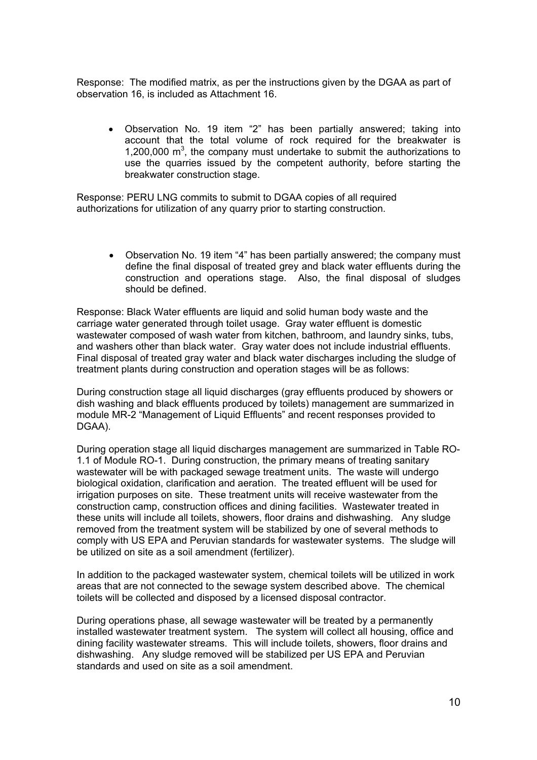Response: The modified matrix, as per the instructions given by the DGAA as part of observation 16, is included as Attachment 16.

- Observation No. 19 item "2" has been partially answered; taking into account that the total volume of rock required for the breakwater is 1,200,000 $m^3$, the company must undertake to submit the authorizations to use the quarries issued by the competent authority, before starting the breakwater construction stage.

Response: PERU LNG commits to submit to DGAA copies of all required authorizations for utilization of any quarry prior to starting construction.

- Observation No. 19 item "4" has been partially answered; the company must define the final disposal of treated grey and black water effluents during the construction and operations stage. Also, the final disposal of sludges should be defined.

Response: Black Water effluents are liquid and solid human body waste and the carriage water generated through toilet usage. Gray water effluent is domestic wastewater composed of wash water from kitchen, bathroom, and laundry sinks, tubs, and washers other than black water. Gray water does not include industrial effluents. Final disposal of treated gray water and black water discharges including the sludge of treatment plants during construction and operation stages will be as follows:

During construction stage all liquid discharges (gray effluents produced by showers or dish washing and black effluents produced by toilets) management are summarized in module MR-2 "Management of Liquid Effluents" and recent responses provided to DGAA).

During operation stage all liquid discharges management are summarized in Table RO-1.1 of Module RO-1. During construction, the primary means of treating sanitary wastewater will be with packaged sewage treatment units. The waste will undergo biological oxidation, clarification and aeration. The treated effluent will be used for irrigation purposes on site. These treatment units will receive wastewater from the construction camp, construction offices and dining facilities. Wastewater treated in these units will include all toilets, showers, floor drains and dishwashing. Any sludge removed from the treatment system will be stabilized by one of several methods to comply with US EPA and Peruvian standards for wastewater systems. The sludge will be utilized on site as a soil amendment (fertilizer).

In addition to the packaged wastewater system, chemical toilets will be utilized in work areas that are not connected to the sewage system described above. The chemical toilets will be collected and disposed by a licensed disposal contractor.

During operations phase, all sewage wastewater will be treated by a permanently installed wastewater treatment system. The system will collect all housing, office and dining facility wastewater streams. This will include toilets, showers, floor drains and dishwashing. Any sludge removed will be stabilized per US EPA and Peruvian standards and used on site as a soil amendment.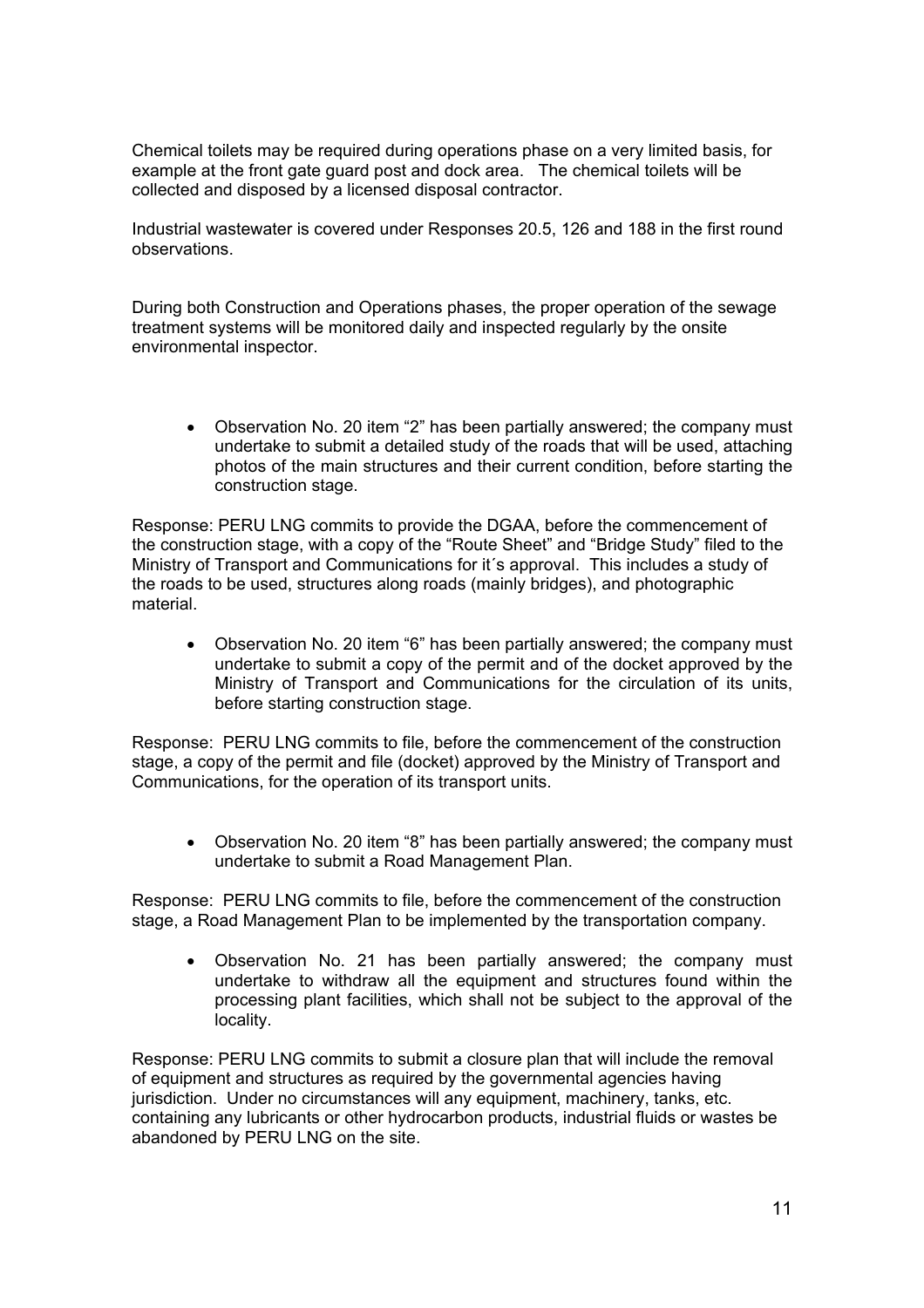Chemical toilets may be required during operations phase on a very limited basis, for example at the front gate guard post and dock area. The chemical toilets will be collected and disposed by a licensed disposal contractor.

Industrial wastewater is covered under Responses 20.5, 126 and 188 in the first round observations.

During both Construction and Operations phases, the proper operation of the sewage treatment systems will be monitored daily and inspected regularly by the onsite environmental inspector.

- Observation No. 20 item “2” has been partially answered; the company must undertake to submit a detailed study of the roads that will be used, attaching photos of the main structures and their current condition, before starting the construction stage.

Response: PERU LNG commits to provide the DGAA, before the commencement of the construction stage, with a copy of the “Route Sheet” and “Bridge Study” filed to the Ministry of Transport and Communications for it´s approval. This includes a study of the roads to be used, structures along roads (mainly bridges), and photographic material.

- Observation No. 20 item “6” has been partially answered; the company must undertake to submit a copy of the permit and of the docket approved by the Ministry of Transport and Communications for the circulation of its units, before starting construction stage.

Response: PERU LNG commits to file, before the commencement of the construction stage, a copy of the permit and file (docket) approved by the Ministry of Transport and Communications, for the operation of its transport units.

- Observation No. 20 item “8” has been partially answered; the company must undertake to submit a Road Management Plan.

Response: PERU LNG commits to file, before the commencement of the construction stage, a Road Management Plan to be implemented by the transportation company.

- Observation No. 21 has been partially answered; the company must undertake to withdraw all the equipment and structures found within the processing plant facilities, which shall not be subject to the approval of the locality.

Response: PERU LNG commits to submit a closure plan that will include the removal of equipment and structures as required by the governmental agencies having jurisdiction. Under no circumstances will any equipment, machinery, tanks, etc. containing any lubricants or other hydrocarbon products, industrial fluids or wastes be abandoned by PERU LNG on the site.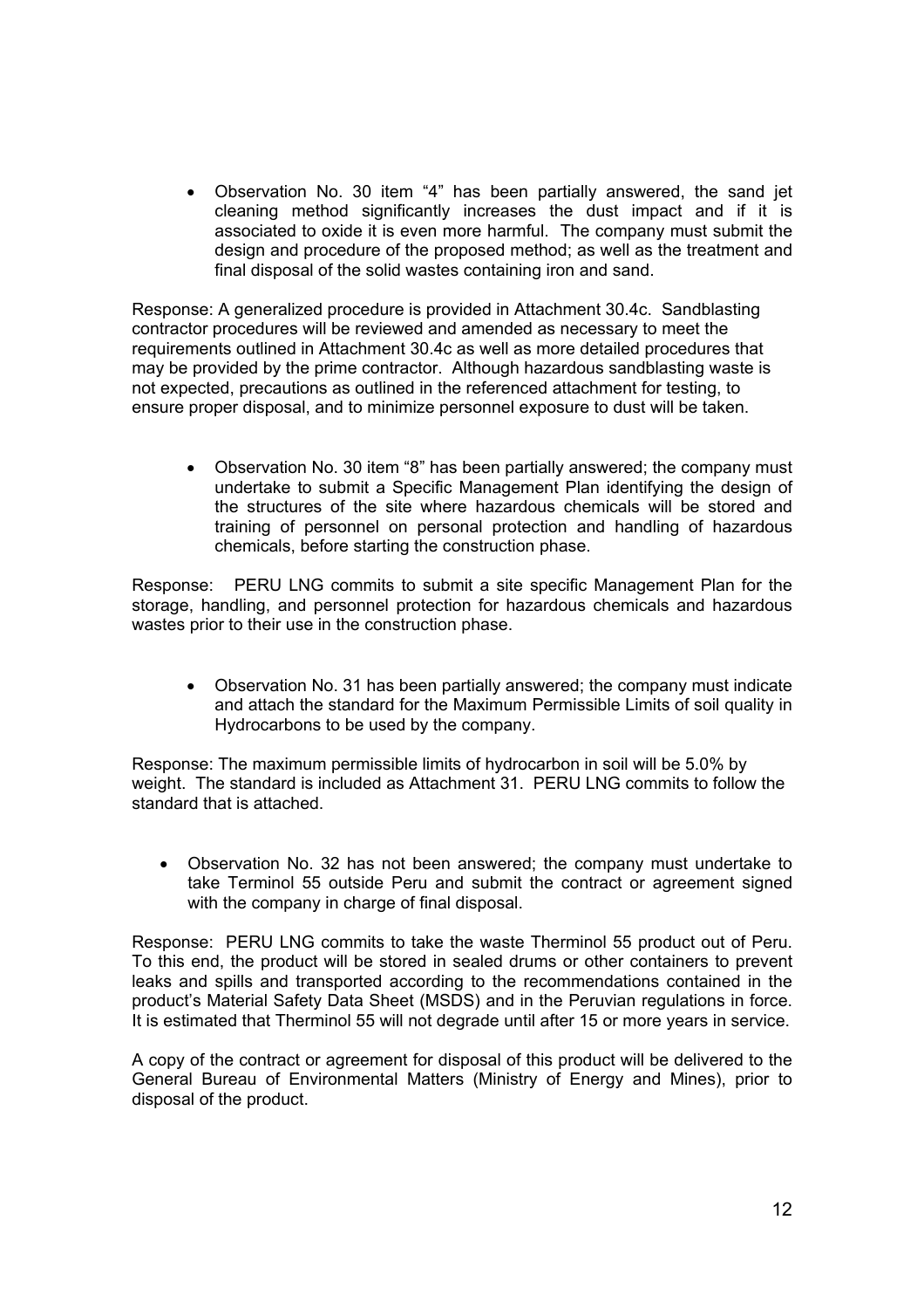- Observation No. 30 item "4" has been partially answered, the sand jet cleaning method significantly increases the dust impact and if it is associated to oxide it is even more harmful. The company must submit the design and procedure of the proposed method; as well as the treatment and final disposal of the solid wastes containing iron and sand.

Response: A generalized procedure is provided in Attachment 30.4c. Sandblasting contractor procedures will be reviewed and amended as necessary to meet the requirements outlined in Attachment 30.4c as well as more detailed procedures that may be provided by the prime contractor. Although hazardous sandblasting waste is not expected, precautions as outlined in the referenced attachment for testing, to ensure proper disposal, and to minimize personnel exposure to dust will be taken.

- Observation No. 30 item "8" has been partially answered; the company must undertake to submit a Specific Management Plan identifying the design of the structures of the site where hazardous chemicals will be stored and training of personnel on personal protection and handling of hazardous chemicals, before starting the construction phase.

Response: PERU LNG commits to submit a site specific Management Plan for the storage, handling, and personnel protection for hazardous chemicals and hazardous wastes prior to their use in the construction phase.

- Observation No. 31 has been partially answered; the company must indicate and attach the standard for the Maximum Permissible Limits of soil quality in Hydrocarbons to be used by the company.

Response: The maximum permissible limits of hydrocarbon in soil will be 5.0% by weight. The standard is included as Attachment 31. PERU LNG commits to follow the standard that is attached.

- Observation No. 32 has not been answered; the company must undertake to take Terminol 55 outside Peru and submit the contract or agreement signed with the company in charge of final disposal.

Response: PERU LNG commits to take the waste Therminol 55 product out of Peru. To this end, the product will be stored in sealed drums or other containers to prevent leaks and spills and transported according to the recommendations contained in the product's Material Safety Data Sheet (MSDS) and in the Peruvian regulations in force. It is estimated that Therminol 55 will not degrade until after 15 or more years in service.

A copy of the contract or agreement for disposal of this product will be delivered to the General Bureau of Environmental Matters (Ministry of Energy and Mines), prior to disposal of the product.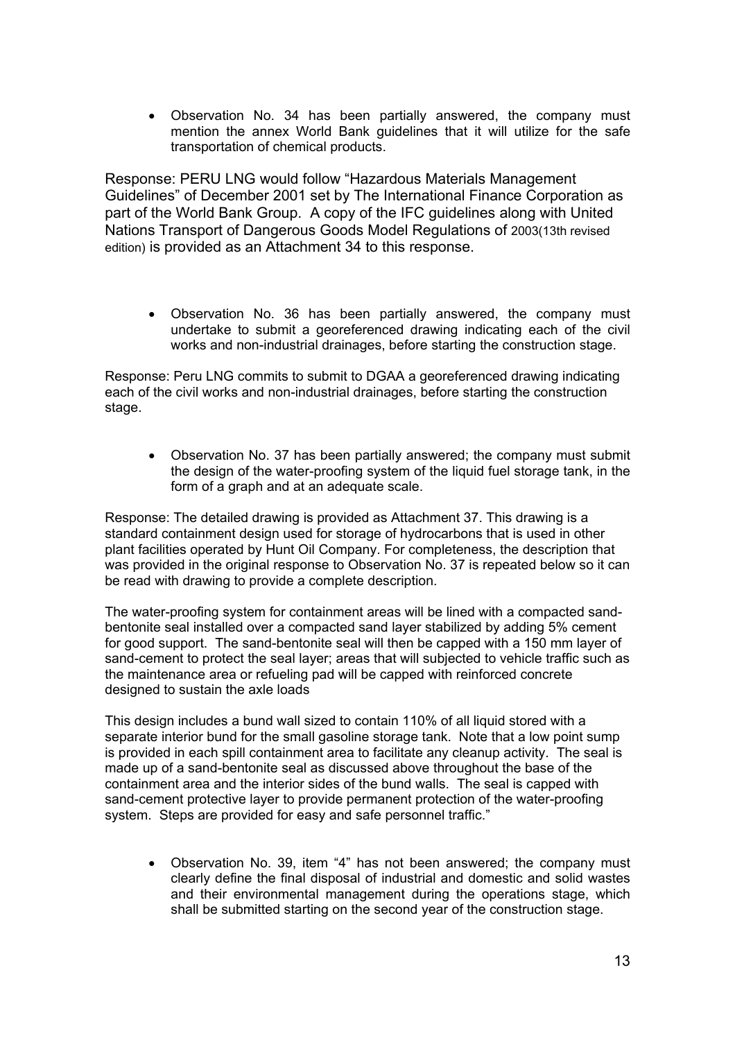- Observation No. 34 has been partially answered, the company must mention the annex World Bank guidelines that it will utilize for the safe transportation of chemical products.

Response: PERU LNG would follow "Hazardous Materials Management Guidelines" of December 2001 set by The International Finance Corporation as part of the World Bank Group. A copy of the IFC guidelines along with United Nations Transport of Dangerous Goods Model Regulations of 2003(13th revised edition) is provided as an Attachment 34 to this response.

- Observation No. 36 has been partially answered, the company must undertake to submit a georeferenced drawing indicating each of the civil works and non-industrial drainages, before starting the construction stage.

Response: Peru LNG commits to submit to DGAA a georeferenced drawing indicating each of the civil works and non-industrial drainages, before starting the construction stage.

- Observation No. 37 has been partially answered; the company must submit the design of the water-proofing system of the liquid fuel storage tank, in the form of a graph and at an adequate scale.

Response: The detailed drawing is provided as Attachment 37. This drawing is a standard containment design used for storage of hydrocarbons that is used in other plant facilities operated by Hunt Oil Company. For completeness, the description that was provided in the original response to Observation No. 37 is repeated below so it can be read with drawing to provide a complete description.

The water-proofing system for containment areas will be lined with a compacted sand-bentonite seal installed over a compacted sand layer stabilized by adding 5% cement for good support. The sand-bentonite seal will then be capped with a 150 mm layer of sand-cement to protect the seal layer; areas that will subjected to vehicle traffic such as the maintenance area or refueling pad will be capped with reinforced concrete designed to sustain the axle loads

This design includes a bund wall sized to contain 110% of all liquid stored with a separate interior bund for the small gasoline storage tank. Note that a low point sump is provided in each spill containment area to facilitate any cleanup activity. The seal is made up of a sand-bentonite seal as discussed above throughout the base of the containment area and the interior sides of the bund walls. The seal is capped with sand-cement protective layer to provide permanent protection of the water-proofing system. Steps are provided for easy and safe personnel traffic."

- Observation No. 39, item "4" has not been answered; the company must clearly define the final disposal of industrial and domestic and solid wastes and their environmental management during the operations stage, which shall be submitted starting on the second year of the construction stage.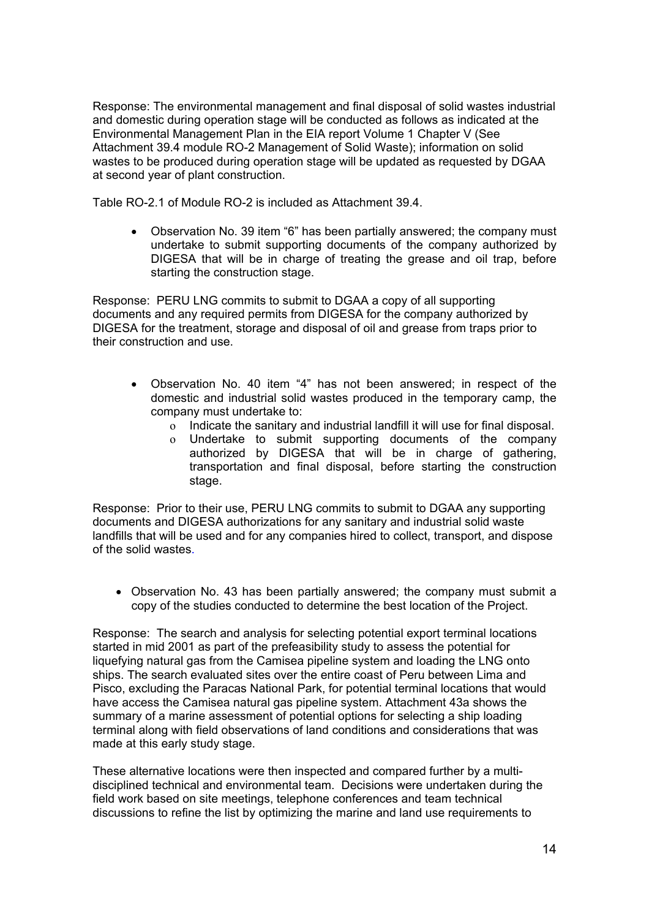Response: The environmental management and final disposal of solid wastes industrial and domestic during operation stage will be conducted as follows as indicated at the Environmental Management Plan in the EIA report Volume 1 Chapter V (See Attachment 39.4 module RO-2 Management of Solid Waste); information on solid wastes to be produced during operation stage will be updated as requested by DGAA at second year of plant construction.

Table RO-2.1 of Module RO-2 is included as Attachment 39.4.

- Observation No. 39 item "6" has been partially answered; the company must undertake to submit supporting documents of the company authorized by DIGESA that will be in charge of treating the grease and oil trap, before starting the construction stage.

Response: PERU LNG commits to submit to DGAA a copy of all supporting documents and any required permits from DIGESA for the company authorized by DIGESA for the treatment, storage and disposal of oil and grease from traps prior to their construction and use.

- Observation No. 40 item "4" has not been answered; in respect of the domestic and industrial solid wastes produced in the temporary camp, the company must undertake to:
  - Indicate the sanitary and industrial landfill it will use for final disposal.
  - Undertake to submit supporting documents of the company authorized by DIGESA that will be in charge of gathering, transportation and final disposal, before starting the construction stage.

Response: Prior to their use, PERU LNG commits to submit to DGAA any supporting documents and DIGESA authorizations for any sanitary and industrial solid waste landfills that will be used and for any companies hired to collect, transport, and dispose of the solid wastes.

- Observation No. 43 has been partially answered; the company must submit a copy of the studies conducted to determine the best location of the Project.

Response: The search and analysis for selecting potential export terminal locations started in mid 2001 as part of the prefeasibility study to assess the potential for liquefying natural gas from the Camisea pipeline system and loading the LNG onto ships. The search evaluated sites over the entire coast of Peru between Lima and Pisco, excluding the Paracas National Park, for potential terminal locations that would have access the Camisea natural gas pipeline system. Attachment 43a shows the summary of a marine assessment of potential options for selecting a ship loading terminal along with field observations of land conditions and considerations that was made at this early study stage.

These alternative locations were then inspected and compared further by a multi-disciplined technical and environmental team. Decisions were undertaken during the field work based on site meetings, telephone conferences and team technical discussions to refine the list by optimizing the marine and land use requirements to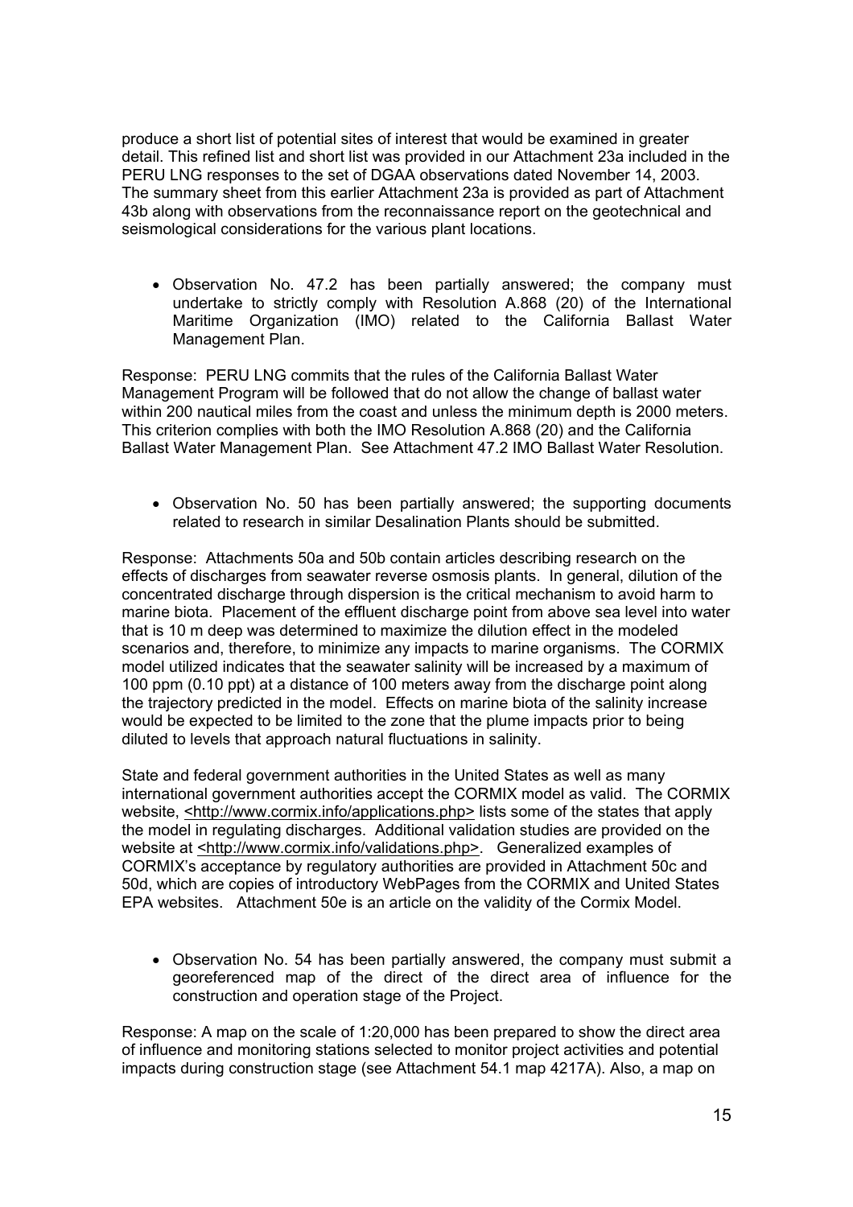produce a short list of potential sites of interest that would be examined in greater detail. This refined list and short list was provided in our Attachment 23a included in the PERU LNG responses to the set of DGAA observations dated November 14, 2003. The summary sheet from this earlier Attachment 23a is provided as part of Attachment 43b along with observations from the reconnaissance report on the geotechnical and seismological considerations for the various plant locations.

- Observation No. 47.2 has been partially answered; the company must undertake to strictly comply with Resolution A.868 (20) of the International Maritime Organization (IMO) related to the California Ballast Water Management Plan.

Response: PERU LNG commits that the rules of the California Ballast Water Management Program will be followed that do not allow the change of ballast water within 200 nautical miles from the coast and unless the minimum depth is 2000 meters. This criterion complies with both the IMO Resolution A.868 (20) and the California Ballast Water Management Plan. See Attachment 47.2 IMO Ballast Water Resolution.

- Observation No. 50 has been partially answered; the supporting documents related to research in similar Desalination Plants should be submitted.

Response: Attachments 50a and 50b contain articles describing research on the effects of discharges from seawater reverse osmosis plants. In general, dilution of the concentrated discharge through dispersion is the critical mechanism to avoid harm to marine biota. Placement of the effluent discharge point from above sea level into water that is 10 m deep was determined to maximize the dilution effect in the modeled scenarios and, therefore, to minimize any impacts to marine organisms. The CORMIX model utilized indicates that the seawater salinity will be increased by a maximum of 100 ppm (0.10 ppt) at a distance of 100 meters away from the discharge point along the trajectory predicted in the model. Effects on marine biota of the salinity increase would be expected to be limited to the zone that the plume impacts prior to being diluted to levels that approach natural fluctuations in salinity.

State and federal government authorities in the United States as well as many international government authorities accept the CORMIX model as valid. The CORMIX website, <http://www.cormix.info/applications.php> lists some of the states that apply the model in regulating discharges. Additional validation studies are provided on the website at <http://www.cormix.info/validations.php>. Generalized examples of CORMIX's acceptance by regulatory authorities are provided in Attachment 50c and 50d, which are copies of introductory WebPages from the CORMIX and United States EPA websites. Attachment 50e is an article on the validity of the Cormix Model.

- Observation No. 54 has been partially answered, the company must submit a georeferenced map of the direct of the direct area of influence for the construction and operation stage of the Project.

Response: A map on the scale of 1:20,000 has been prepared to show the direct area of influence and monitoring stations selected to monitor project activities and potential impacts during construction stage (see Attachment 54.1 map 4217A). Also, a map on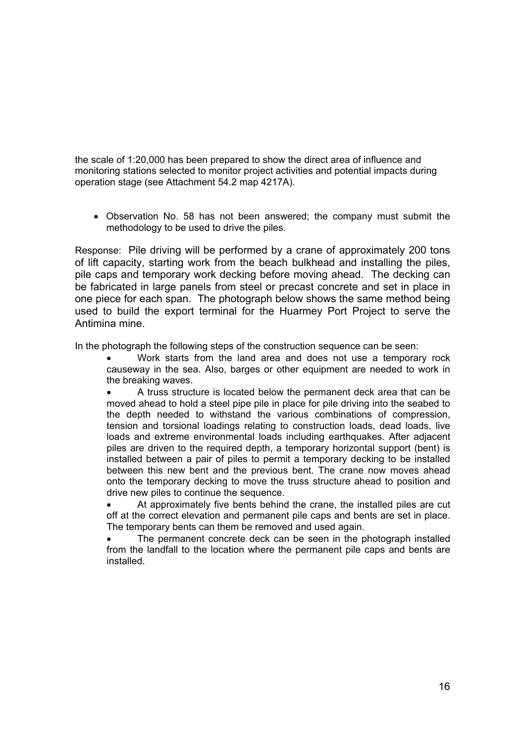the scale of 1:20,000 has been prepared to show the direct area of influence and monitoring stations selected to monitor project activities and potential impacts during operation stage (see Attachment 54.2 map 4217A).

- Observation No. 58 has not been answered; the company must submit the methodology to be used to drive the piles.

Response: Pile driving will be performed by a crane of approximately 200 tons of lift capacity, starting work from the beach bulkhead and installing the piles, pile caps and temporary work decking before moving ahead. The decking can be fabricated in large panels from steel or precast concrete and set in place in one piece for each span. The photograph below shows the same method being used to build the export terminal for the Huarmey Port Project to serve the Antimina mine.

In the photograph the following steps of the construction sequence can be seen:

- Work starts from the land area and does not use a temporary rock causeway in the sea. Also, barges or other equipment are needed to work in the breaking waves.
- A truss structure is located below the permanent deck area that can be moved ahead to hold a steel pipe pile in place for pile driving into the seabed to the depth needed to withstand the various combinations of compression, tension and torsional loadings relating to construction loads, dead loads, live loads and extreme environmental loads including earthquakes. After adjacent piles are driven to the required depth, a temporary horizontal support (bent) is installed between a pair of piles to permit a temporary decking to be installed between this new bent and the previous bent. The crane now moves ahead onto the temporary decking to move the truss structure ahead to position and drive new piles to continue the sequence.
- At approximately five bents behind the crane, the installed piles are cut off at the correct elevation and permanent pile caps and bents are set in place. The temporary bents can them be removed and used again.
- The permanent concrete deck can be seen in the photograph installed from the landfall to the location where the permanent pile caps and bents are installed.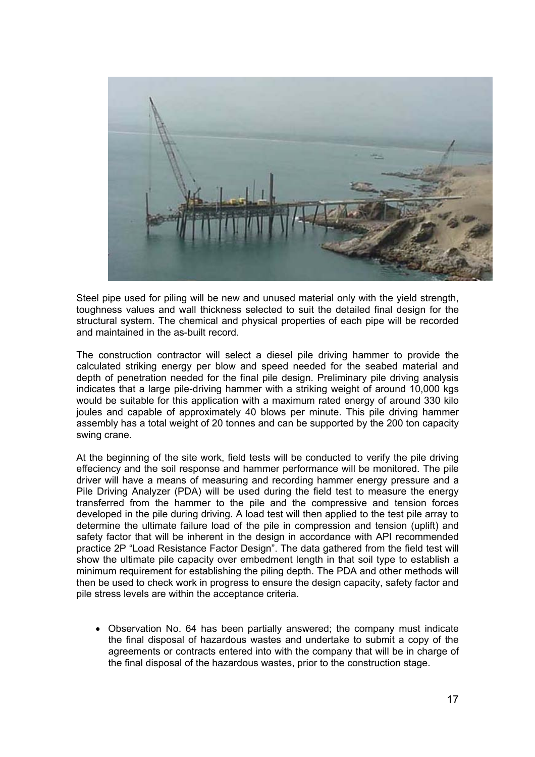Steel pipe used for piling will be new and unused material only with the yield strength, toughness values and wall thickness selected to suit the detailed final design for the structural system. The chemical and physical properties of each pipe will be recorded and maintained in the as-built record.

The construction contractor will select a diesel pile driving hammer to provide the calculated striking energy per blow and speed needed for the seabed material and depth of penetration needed for the final pile design. Preliminary pile driving analysis indicates that a large pile-driving hammer with a striking weight of around 10,000 kgs would be suitable for this application with a maximum rated energy of around 330 kilo joules and capable of approximately 40 blows per minute. This pile driving hammer assembly has a total weight of 20 tonnes and can be supported by the 200 ton capacity swing crane.

At the beginning of the site work, field tests will be conducted to verify the pile driving effeciency and the soil response and hammer performance will be monitored. The pile driver will have a means of measuring and recording hammer energy pressure and a Pile Driving Analyzer (PDA) will be used during the field test to measure the energy transferred from the hammer to the pile and the compressive and tension forces developed in the pile during driving. A load test will then applied to the test pile array to determine the ultimate failure load of the pile in compression and tension (uplift) and safety factor that will be inherent in the design in accordance with API recommended practice 2P "Load Resistance Factor Design". The data gathered from the field test will show the ultimate pile capacity over embedment length in that soil type to establish a minimum requirement for establishing the piling depth. The PDA and other methods will then be used to check work in progress to ensure the design capacity, safety factor and pile stress levels are within the acceptance criteria.

- Observation No. 64 has been partially answered; the company must indicate the final disposal of hazardous wastes and undertake to submit a copy of the agreements or contracts entered into with the company that will be in charge of the final disposal of the hazardous wastes, prior to the construction stage.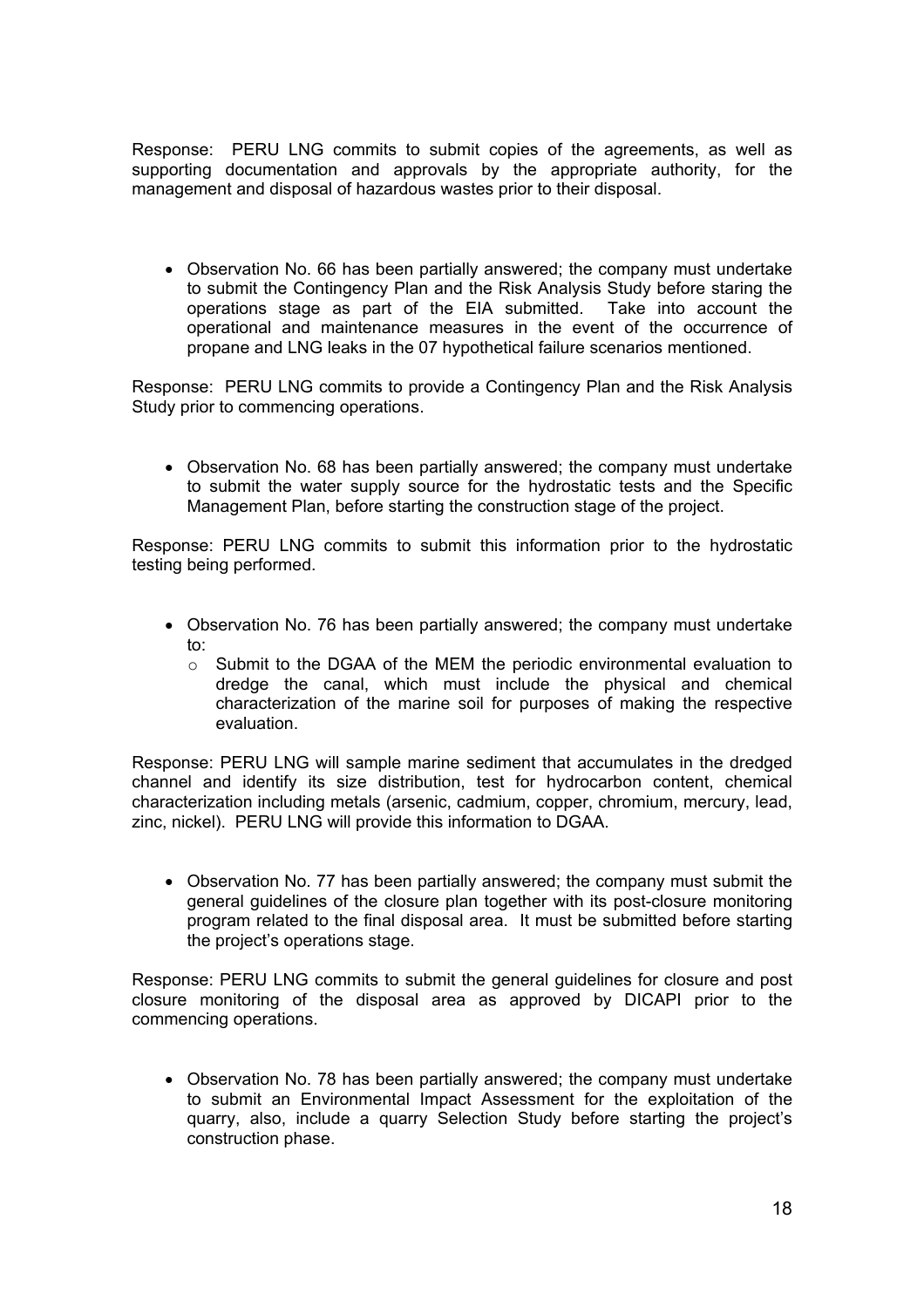Response: PERU LNG commits to submit copies of the agreements, as well as supporting documentation and approvals by the appropriate authority, for the management and disposal of hazardous wastes prior to their disposal.

- Observation No. 66 has been partially answered; the company must undertake to submit the Contingency Plan and the Risk Analysis Study before staring the operations stage as part of the EIA submitted. Take into account the operational and maintenance measures in the event of the occurrence of propane and LNG leaks in the 07 hypothetical failure scenarios mentioned.

Response: PERU LNG commits to provide a Contingency Plan and the Risk Analysis Study prior to commencing operations.

- Observation No. 68 has been partially answered; the company must undertake to submit the water supply source for the hydrostatic tests and the Specific Management Plan, before starting the construction stage of the project.

Response: PERU LNG commits to submit this information prior to the hydrostatic testing being performed.

- Observation No. 76 has been partially answered; the company must undertake to:
    - Submit to the DGAA of the MEM the periodic environmental evaluation to dredge the canal, which must include the physical and chemical characterization of the marine soil for purposes of making the respective evaluation.

Response: PERU LNG will sample marine sediment that accumulates in the dredged channel and identify its size distribution, test for hydrocarbon content, chemical characterization including metals (arsenic, cadmium, copper, chromium, mercury, lead, zinc, nickel). PERU LNG will provide this information to DGAA.

- Observation No. 77 has been partially answered; the company must submit the general guidelines of the closure plan together with its post-closure monitoring program related to the final disposal area. It must be submitted before starting the project's operations stage.

Response: PERU LNG commits to submit the general guidelines for closure and post closure monitoring of the disposal area as approved by DICAPI prior to the commencing operations.

- Observation No. 78 has been partially answered; the company must undertake to submit an Environmental Impact Assessment for the exploitation of the quarry, also, include a quarry Selection Study before starting the project's construction phase.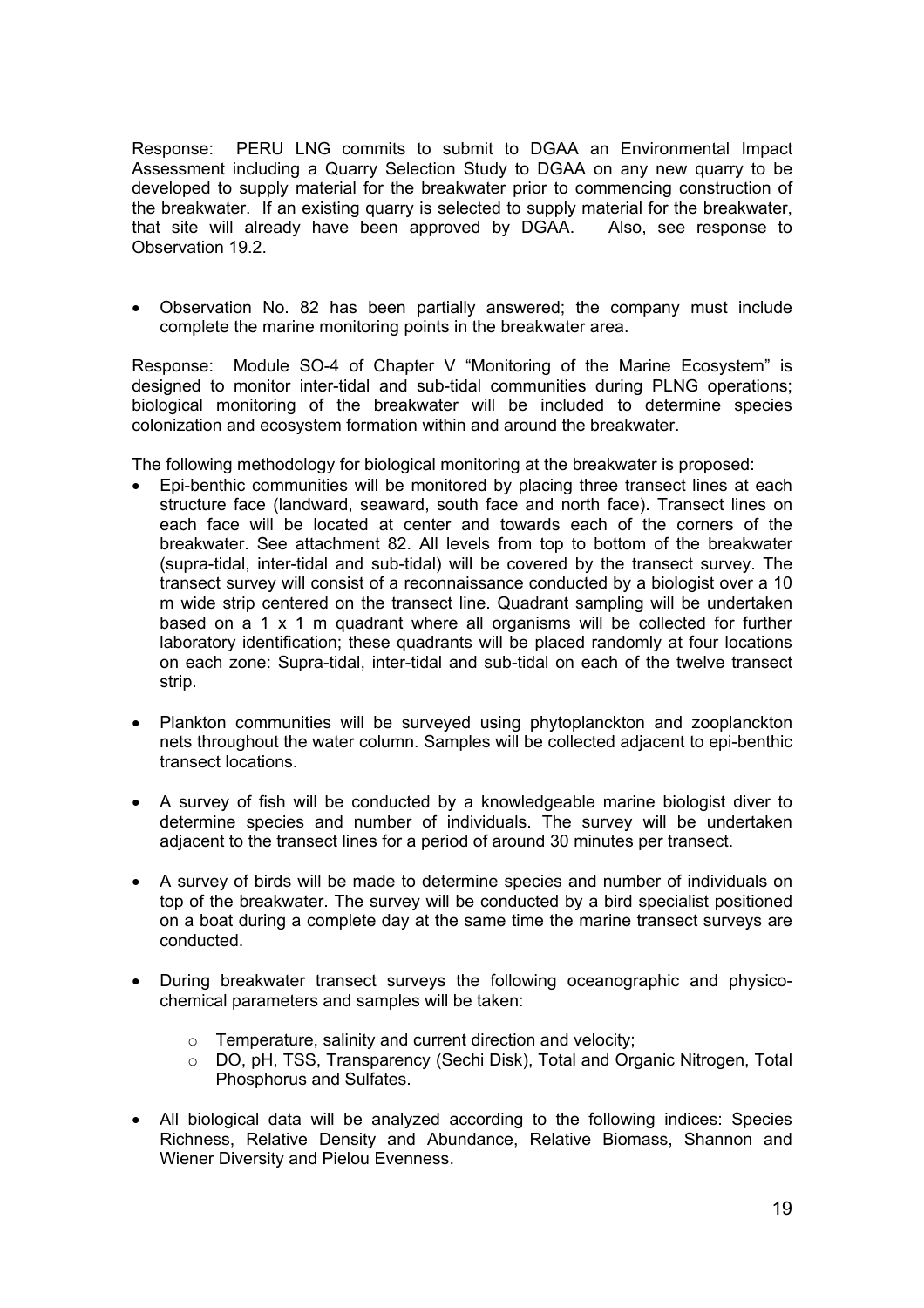Response: PERU LNG commits to submit to DGAA an Environmental Impact Assessment including a Quarry Selection Study to DGAA on any new quarry to be developed to supply material for the breakwater prior to commencing construction of the breakwater. If an existing quarry is selected to supply material for the breakwater, that site will already have been approved by DGAA. Also, see response to Observation 19.2.

- Observation No. 82 has been partially answered; the company must include complete the marine monitoring points in the breakwater area.

Response: Module SO-4 of Chapter V "Monitoring of the Marine Ecosystem" is designed to monitor inter-tidal and sub-tidal communities during PLNG operations; biological monitoring of the breakwater will be included to determine species colonization and ecosystem formation within and around the breakwater.

The following methodology for biological monitoring at the breakwater is proposed:

- Epi-benthic communities will be monitored by placing three transect lines at each structure face (landward, seaward, south face and north face). Transect lines on each face will be located at center and towards each of the corners of the breakwater. See attachment 82. All levels from top to bottom of the breakwater (supra-tidal, inter-tidal and sub-tidal) will be covered by the transect survey. The transect survey will consist of a reconnaissance conducted by a biologist over a 10 m wide strip centered on the transect line. Quadrant sampling will be undertaken based on a 1 x 1 m quadrant where all organisms will be collected for further laboratory identification; these quadrants will be placed randomly at four locations on each zone: Supra-tidal, inter-tidal and sub-tidal on each of the twelve transect strip.

- Plankton communities will be surveyed using phytoplanckton and zooplanckton nets throughout the water column. Samples will be collected adjacent to epi-benthic transect locations.

- A survey of fish will be conducted by a knowledgeable marine biologist diver to determine species and number of individuals. The survey will be undertaken adjacent to the transect lines for a period of around 30 minutes per transect.

- A survey of birds will be made to determine species and number of individuals on top of the breakwater. The survey will be conducted by a bird specialist positioned on a boat during a complete day at the same time the marine transect surveys are conducted.

- During breakwater transect surveys the following oceanographic and physico-chemical parameters and samples will be taken:

    - Temperature, salinity and current direction and velocity;
    - DO, pH, TSS, Transparency (Sechi Disk), Total and Organic Nitrogen, Total Phosphorus and Sulfates.

- All biological data will be analyzed according to the following indices: Species Richness, Relative Density and Abundance, Relative Biomass, Shannon and Wiener Diversity and Pielou Evenness.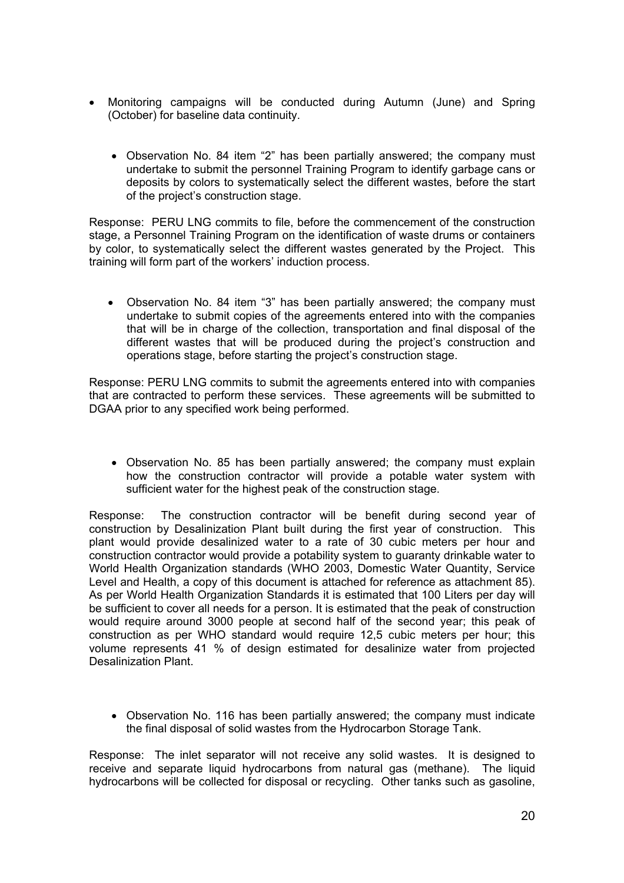- Monitoring campaigns will be conducted during Autumn (June) and Spring (October) for baseline data continuity.

  - Observation No. 84 item "2" has been partially answered; the company must undertake to submit the personnel Training Program to identify garbage cans or deposits by colors to systematically select the different wastes, before the start of the project's construction stage.

Response: PERU LNG commits to file, before the commencement of the construction stage, a Personnel Training Program on the identification of waste drums or containers by color, to systematically select the different wastes generated by the Project. This training will form part of the workers' induction process.

  - Observation No. 84 item "3" has been partially answered; the company must undertake to submit copies of the agreements entered into with the companies that will be in charge of the collection, transportation and final disposal of the different wastes that will be produced during the project's construction and operations stage, before starting the project's construction stage.

Response: PERU LNG commits to submit the agreements entered into with companies that are contracted to perform these services. These agreements will be submitted to DGAA prior to any specified work being performed.

  - Observation No. 85 has been partially answered; the company must explain how the construction contractor will provide a potable water system with sufficient water for the highest peak of the construction stage.

Response: The construction contractor will be benefit during second year of construction by Desalinization Plant built during the first year of construction. This plant would provide desalinized water to a rate of 30 cubic meters per hour and construction contractor would provide a potability system to guaranty drinkable water to World Health Organization standards (WHO 2003, Domestic Water Quantity, Service Level and Health, a copy of this document is attached for reference as attachment 85). As per World Health Organization Standards it is estimated that 100 Liters per day will be sufficient to cover all needs for a person. It is estimated that the peak of construction would require around 3000 people at second half of the second year; this peak of construction as per WHO standard would require 12,5 cubic meters per hour; this volume represents 41 % of design estimated for desalinize water from projected Desalinization Plant.

  - Observation No. 116 has been partially answered; the company must indicate the final disposal of solid wastes from the Hydrocarbon Storage Tank.

Response: The inlet separator will not receive any solid wastes. It is designed to receive and separate liquid hydrocarbons from natural gas (methane). The liquid hydrocarbons will be collected for disposal or recycling. Other tanks such as gasoline,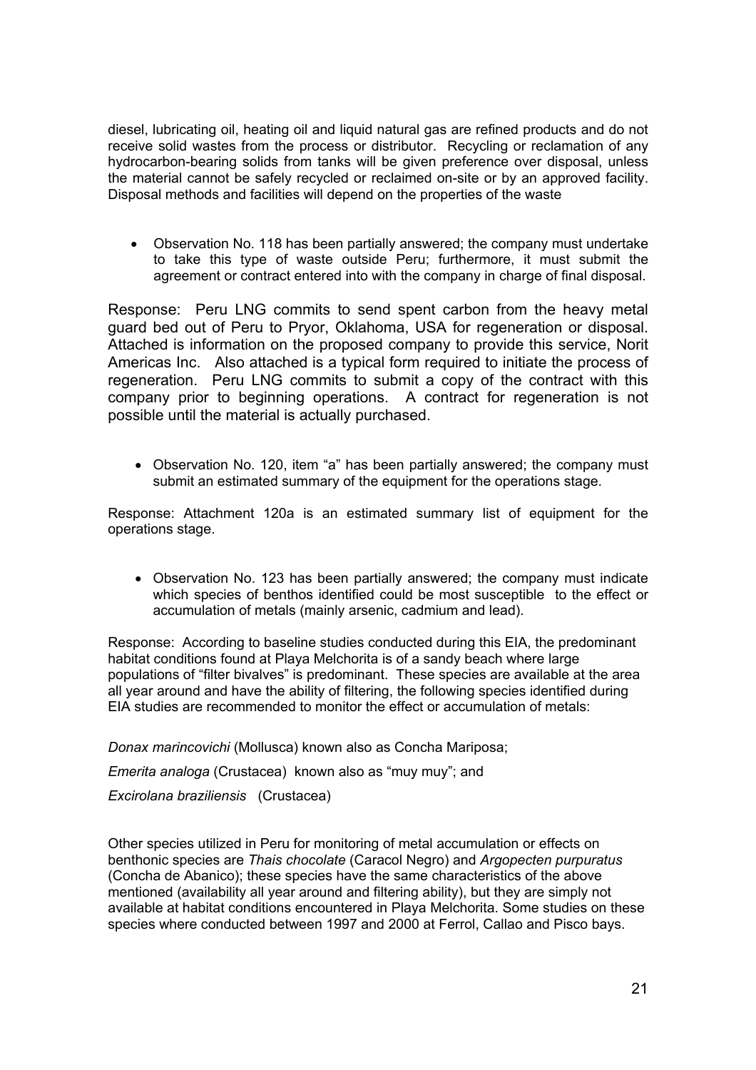diesel, lubricating oil, heating oil and liquid natural gas are refined products and do not receive solid wastes from the process or distributor. Recycling or reclamation of any hydrocarbon-bearing solids from tanks will be given preference over disposal, unless the material cannot be safely recycled or reclaimed on-site or by an approved facility. Disposal methods and facilities will depend on the properties of the waste

- Observation No. 118 has been partially answered; the company must undertake to take this type of waste outside Peru; furthermore, it must submit the agreement or contract entered into with the company in charge of final disposal.

Response: Peru LNG commits to send spent carbon from the heavy metal guard bed out of Peru to Pryor, Oklahoma, USA for regeneration or disposal. Attached is information on the proposed company to provide this service, Norit Americas Inc. Also attached is a typical form required to initiate the process of regeneration. Peru LNG commits to submit a copy of the contract with this company prior to beginning operations. A contract for regeneration is not possible until the material is actually purchased.

- Observation No. 120, item "a" has been partially answered; the company must submit an estimated summary of the equipment for the operations stage.

Response: Attachment 120a is an estimated summary list of equipment for the operations stage.

- Observation No. 123 has been partially answered; the company must indicate which species of benthos identified could be most susceptible to the effect or accumulation of metals (mainly arsenic, cadmium and lead).

Response: According to baseline studies conducted during this EIA, the predominant habitat conditions found at Playa Melchorita is of a sandy beach where large populations of "filter bivalves" is predominant. These species are available at the area all year around and have the ability of filtering, the following species identified during EIA studies are recommended to monitor the effect or accumulation of metals:

*Donax marincovichi* (Mollusca) known also as Concha Mariposa;

*Emerita analoga* (Crustacea) known also as "muy muy"; and

*Excirolana braziliensis* (Crustacea)

Other species utilized in Peru for monitoring of metal accumulation or effects on benthonic species are *Thais chocolate* (Caracol Negro) and *Argopecten purpuratus* (Concha de Abanico); these species have the same characteristics of the above mentioned (availability all year around and filtering ability), but they are simply not available at habitat conditions encountered in Playa Melchorita. Some studies on these species where conducted between 1997 and 2000 at Ferrol, Callao and Pisco bays.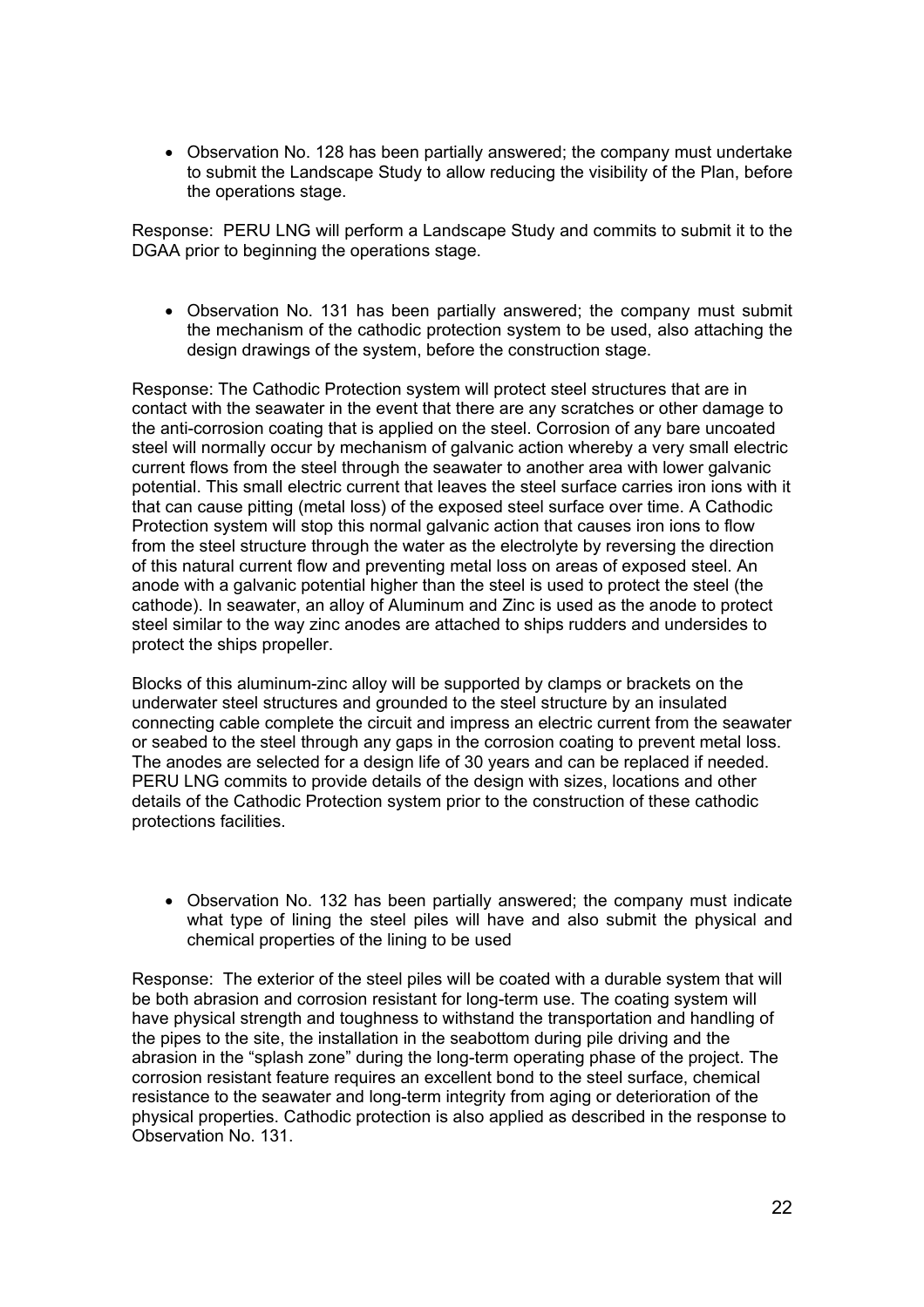- Observation No. 128 has been partially answered; the company must undertake to submit the Landscape Study to allow reducing the visibility of the Plan, before the operations stage.

Response: PERU LNG will perform a Landscape Study and commits to submit it to the DGAA prior to beginning the operations stage.

- Observation No. 131 has been partially answered; the company must submit the mechanism of the cathodic protection system to be used, also attaching the design drawings of the system, before the construction stage.

Response: The Cathodic Protection system will protect steel structures that are in contact with the seawater in the event that there are any scratches or other damage to the anti-corrosion coating that is applied on the steel. Corrosion of any bare uncoated steel will normally occur by mechanism of galvanic action whereby a very small electric current flows from the steel through the seawater to another area with lower galvanic potential. This small electric current that leaves the steel surface carries iron ions with it that can cause pitting (metal loss) of the exposed steel surface over time. A Cathodic Protection system will stop this normal galvanic action that causes iron ions to flow from the steel structure through the water as the electrolyte by reversing the direction of this natural current flow and preventing metal loss on areas of exposed steel. An anode with a galvanic potential higher than the steel is used to protect the steel (the cathode). In seawater, an alloy of Aluminum and Zinc is used as the anode to protect steel similar to the way zinc anodes are attached to ships rudders and undersides to protect the ships propeller.

Blocks of this aluminum-zinc alloy will be supported by clamps or brackets on the underwater steel structures and grounded to the steel structure by an insulated connecting cable complete the circuit and impress an electric current from the seawater or seabed to the steel through any gaps in the corrosion coating to prevent metal loss. The anodes are selected for a design life of 30 years and can be replaced if needed. PERU LNG commits to provide details of the design with sizes, locations and other details of the Cathodic Protection system prior to the construction of these cathodic protections facilities.

- Observation No. 132 has been partially answered; the company must indicate what type of lining the steel piles will have and also submit the physical and chemical properties of the lining to be used

Response: The exterior of the steel piles will be coated with a durable system that will be both abrasion and corrosion resistant for long-term use. The coating system will have physical strength and toughness to withstand the transportation and handling of the pipes to the site, the installation in the seabottom during pile driving and the abrasion in the "splash zone" during the long-term operating phase of the project. The corrosion resistant feature requires an excellent bond to the steel surface, chemical resistance to the seawater and long-term integrity from aging or deterioration of the physical properties. Cathodic protection is also applied as described in the response to Observation No. 131.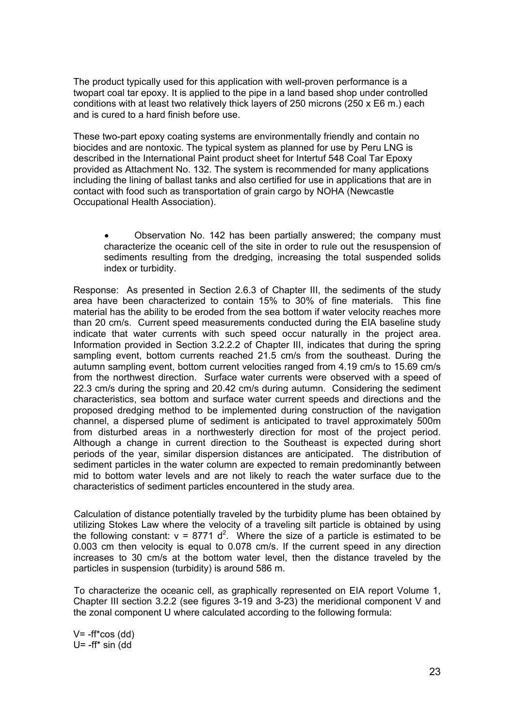The product typically used for this application with well-proven performance is a twopart coal tar epoxy. It is applied to the pipe in a land based shop under controlled conditions with at least two relatively thick layers of 250 microns (250 x E6 m.) each and is cured to a hard finish before use.

These two-part epoxy coating systems are environmentally friendly and contain no biocides and are nontoxic. The typical system as planned for use by Peru LNG is described in the International Paint product sheet for Intertuf 548 Coal Tar Epoxy provided as Attachment No. 132. The system is recommended for many applications including the lining of ballast tanks and also certified for use in applications that are in contact with food such as transportation of grain cargo by NOHA (Newcastle Occupational Health Association).

- Observation No. 142 has been partially answered; the company must characterize the oceanic cell of the site in order to rule out the resuspension of sediments resulting from the dredging, increasing the total suspended solids index or turbidity.

Response: As presented in Section 2.6.3 of Chapter III, the sediments of the study area have been characterized to contain 15% to 30% of fine materials. This fine material has the ability to be eroded from the sea bottom if water velocity reaches more than 20 cm/s. Current speed measurements conducted during the EIA baseline study indicate that water currents with such speed occur naturally in the project area. Information provided in Section 3.2.2.2 of Chapter III, indicates that during the spring sampling event, bottom currents reached 21.5 cm/s from the southeast. During the autumn sampling event, bottom current velocities ranged from 4.19 cm/s to 15.69 cm/s from the northwest direction. Surface water currents were observed with a speed of 22.3 cm/s during the spring and 20.42 cm/s during autumn. Considering the sediment characteristics, sea bottom and surface water current speeds and directions and the proposed dredging method to be implemented during construction of the navigation channel, a dispersed plume of sediment is anticipated to travel approximately 500m from disturbed areas in a northwesterly direction for most of the project period. Although a change in current direction to the Southeast is expected during short periods of the year, similar dispersion distances are anticipated. The distribution of sediment particles in the water column are expected to remain predominantly between mid to bottom water levels and are not likely to reach the water surface due to the characteristics of sediment particles encountered in the study area.

Calculation of distance potentially traveled by the turbidity plume has been obtained by utilizing Stokes Law where the velocity of a traveling silt particle is obtained by using the following constant: $v = 8771\ d^2$. Where the size of a particle is estimated to be 0.003 cm then velocity is equal to 0.078 cm/s. If the current speed in any direction increases to 30 cm/s at the bottom water level, then the distance traveled by the particles in suspension (turbidity) is around 586 m.

To characterize the oceanic cell, as graphically represented on EIA report Volume 1, Chapter III section 3.2.2 (see figures 3-19 and 3-23) the meridional component V and the zonal component U where calculated according to the following formula:

$V = -ff*\cos(dd)$
$U = -ff*\sin(dd$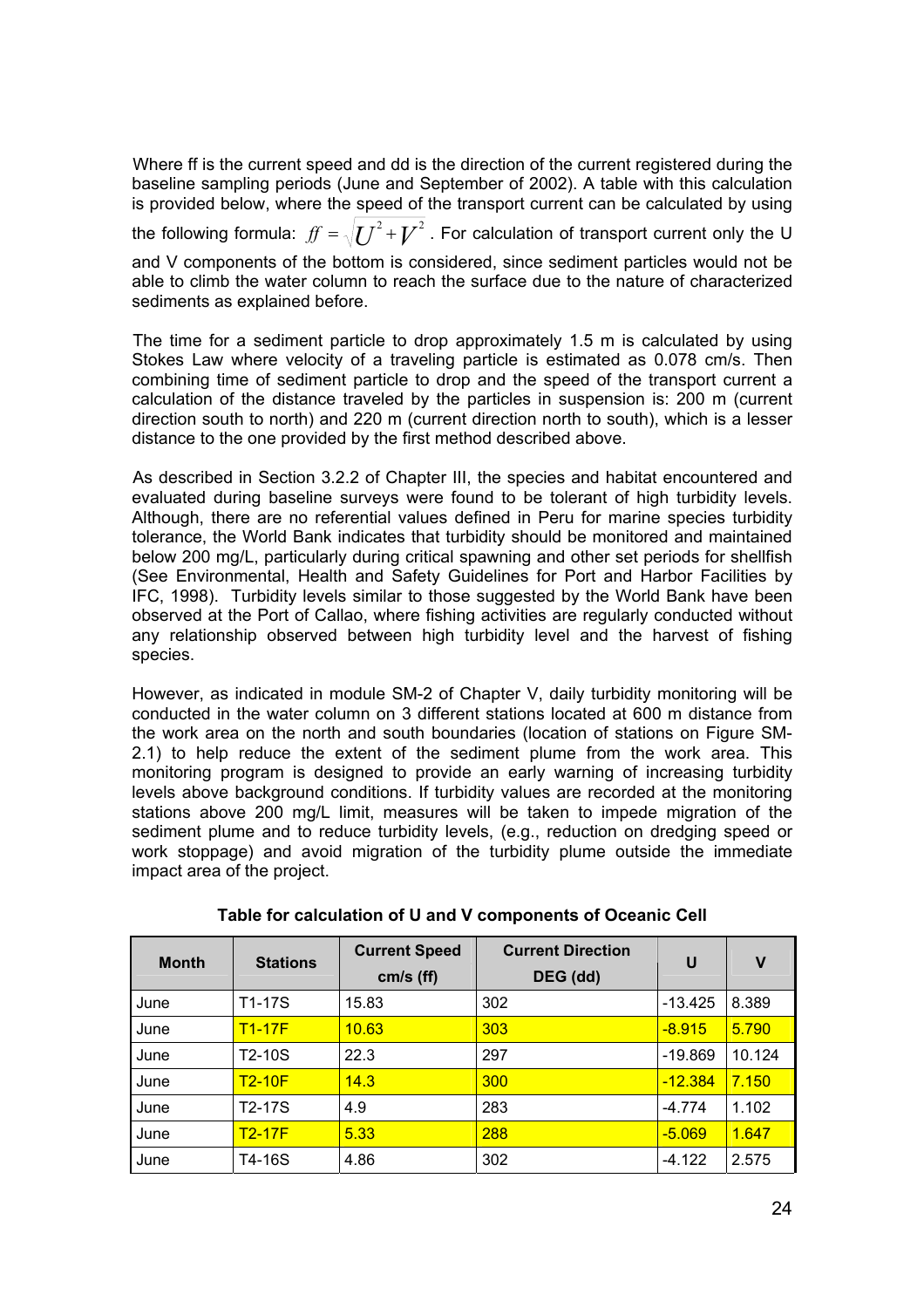Where ff is the current speed and dd is the direction of the current registered during the baseline sampling periods (June and September of 2002). A table with this calculation is provided below, where the speed of the transport current can be calculated by using the following formula: $ff = \sqrt{U^2 + V^2}$ . For calculation of transport current only the U and V components of the bottom is considered, since sediment particles would not be able to climb the water column to reach the surface due to the nature of characterized sediments as explained before.

The time for a sediment particle to drop approximately 1.5 m is calculated by using Stokes Law where velocity of a traveling particle is estimated as 0.078 cm/s. Then combining time of sediment particle to drop and the speed of the transport current a calculation of the distance traveled by the particles in suspension is: 200 m (current direction south to north) and 220 m (current direction north to south), which is a lesser distance to the one provided by the first method described above.

As described in Section 3.2.2 of Chapter III, the species and habitat encountered and evaluated during baseline surveys were found to be tolerant of high turbidity levels. Although, there are no referential values defined in Peru for marine species turbidity tolerance, the World Bank indicates that turbidity should be monitored and maintained below 200 mg/L, particularly during critical spawning and other set periods for shellfish (See Environmental, Health and Safety Guidelines for Port and Harbor Facilities by IFC, 1998). Turbidity levels similar to those suggested by the World Bank have been observed at the Port of Callao, where fishing activities are regularly conducted without any relationship observed between high turbidity level and the harvest of fishing species.

However, as indicated in module SM-2 of Chapter V, daily turbidity monitoring will be conducted in the water column on 3 different stations located at 600 m distance from the work area on the north and south boundaries (location of stations on Figure SM-2.1) to help reduce the extent of the sediment plume from the work area. This monitoring program is designed to provide an early warning of increasing turbidity levels above background conditions. If turbidity values are recorded at the monitoring stations above 200 mg/L limit, measures will be taken to impede migration of the sediment plume and to reduce turbidity levels, (e.g., reduction on dredging speed or work stoppage) and avoid migration of the turbidity plume outside the immediate impact area of the project.

**Table for calculation of U and V components of Oceanic Cell**

| Month | Stations | Current Speed cm/s (ff) | Current Direction DEG (dd) | U | V |
|---|---|---|---|---|---|
| June | T1-17S | 15.83 | 302 | -13.425 | 8.389 |
| June | T1-17F | 10.63 | 303 | -8.915 | 5.790 |
| June | T2-10S | 22.3 | 297 | -19.869 | 10.124 |
| June | T2-10F | 14.3 | 300 | -12.384 | 7.150 |
| June | T2-17S | 4.9 | 283 | -4.774 | 1.102 |
| June | T2-17F | 5.33 | 288 | -5.069 | 1.647 |
| June | T4-16S | 4.86 | 302 | -4.122 | 2.575 |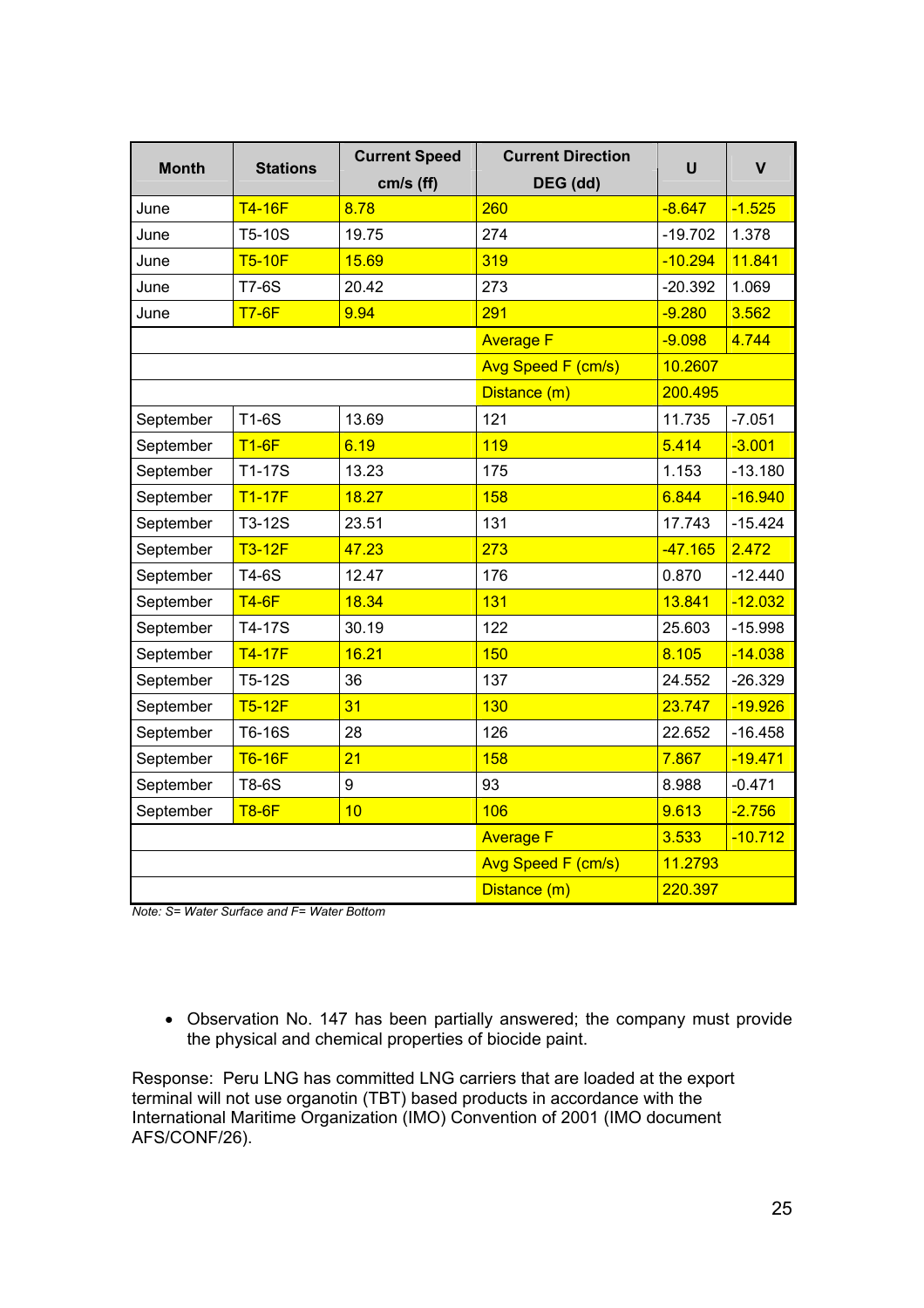| Month | Stations | Current Speed cm/s (ff) | Current Direction DEG (dd) | U | V |
|---|---|---|---|---|---|
| June | T4-16F | 8.78 | 260 | -8.647 | -1.525 |
| June | T5-10S | 19.75 | 274 | -19.702 | 1.378 |
| June | T5-10F | 15.69 | 319 | -10.294 | 11.841 |
| June | T7-6S | 20.42 | 273 | -20.392 | 1.069 |
| June | T7-6F | 9.94 | 291 | -9.280 | 3.562 |
| | | | Average F | -9.098 | 4.744 |
| | | | Avg Speed F (cm/s) | 10.2607 | |
| | | | Distance (m) | 200.495 | |
| September | T1-6S | 13.69 | 121 | 11.735 | -7.051 |
| September | T1-6F | 6.19 | 119 | 5.414 | -3.001 |
| September | T1-17S | 13.23 | 175 | 1.153 | -13.180 |
| September | T1-17F | 18.27 | 158 | 6.844 | -16.940 |
| September | T3-12S | 23.51 | 131 | 17.743 | -15.424 |
| September | T3-12F | 47.23 | 273 | -47.165 | 2.472 |
| September | T4-6S | 12.47 | 176 | 0.870 | -12.440 |
| September | T4-6F | 18.34 | 131 | 13.841 | -12.032 |
| September | T4-17S | 30.19 | 122 | 25.603 | -15.998 |
| September | T4-17F | 16.21 | 150 | 8.105 | -14.038 |
| September | T5-12S | 36 | 137 | 24.552 | -26.329 |
| September | T5-12F | 31 | 130 | 23.747 | -19.926 |
| September | T6-16S | 28 | 126 | 22.652 | -16.458 |
| September | T6-16F | 21 | 158 | 7.867 | -19.471 |
| September | T8-6S | 9 | 93 | 8.988 | -0.471 |
| September | T8-6F | 10 | 106 | 9.613 | -2.756 |
| | | | Average F | 3.533 | -10.712 |
| | | | Avg Speed F (cm/s) | 11.2793 | |
| | | | Distance (m) | 220.397 | |

*Note: S= Water Surface and F= Water Bottom*

- Observation No. 147 has been partially answered; the company must provide the physical and chemical properties of biocide paint.

Response: Peru LNG has committed LNG carriers that are loaded at the export terminal will not use organotin (TBT) based products in accordance with the International Maritime Organization (IMO) Convention of 2001 (IMO document AFS/CONF/26).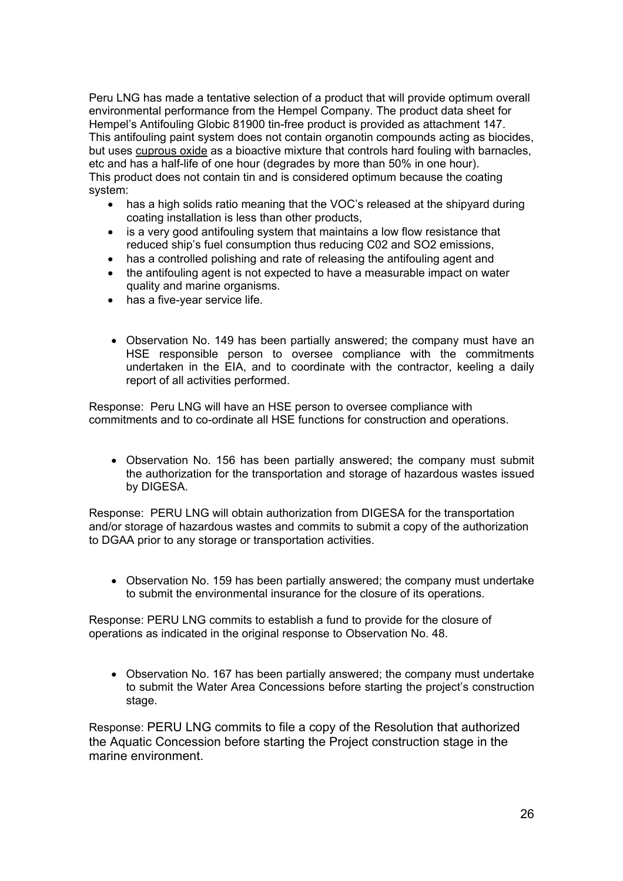Peru LNG has made a tentative selection of a product that will provide optimum overall environmental performance from the Hempel Company. The product data sheet for Hempel's Antifouling Globic 81900 tin-free product is provided as attachment 147. This antifouling paint system does not contain organotin compounds acting as biocides, but uses cuprous oxide as a bioactive mixture that controls hard fouling with barnacles, etc and has a half-life of one hour (degrades by more than 50% in one hour). This product does not contain tin and is considered optimum because the coating system:

- has a high solids ratio meaning that the VOC's released at the shipyard during coating installation is less than other products,
- is a very good antifouling system that maintains a low flow resistance that reduced ship's fuel consumption thus reducing C02 and SO2 emissions,
- has a controlled polishing and rate of releasing the antifouling agent and
- the antifouling agent is not expected to have a measurable impact on water quality and marine organisms.
- has a five-year service life.

- Observation No. 149 has been partially answered; the company must have an HSE responsible person to oversee compliance with the commitments undertaken in the EIA, and to coordinate with the contractor, keeling a daily report of all activities performed.

Response: Peru LNG will have an HSE person to oversee compliance with commitments and to co-ordinate all HSE functions for construction and operations.

- Observation No. 156 has been partially answered; the company must submit the authorization for the transportation and storage of hazardous wastes issued by DIGESA.

Response: PERU LNG will obtain authorization from DIGESA for the transportation and/or storage of hazardous wastes and commits to submit a copy of the authorization to DGAA prior to any storage or transportation activities.

- Observation No. 159 has been partially answered; the company must undertake to submit the environmental insurance for the closure of its operations.

Response: PERU LNG commits to establish a fund to provide for the closure of operations as indicated in the original response to Observation No. 48.

- Observation No. 167 has been partially answered; the company must undertake to submit the Water Area Concessions before starting the project's construction stage.

Response: PERU LNG commits to file a copy of the Resolution that authorized the Aquatic Concession before starting the Project construction stage in the marine environment.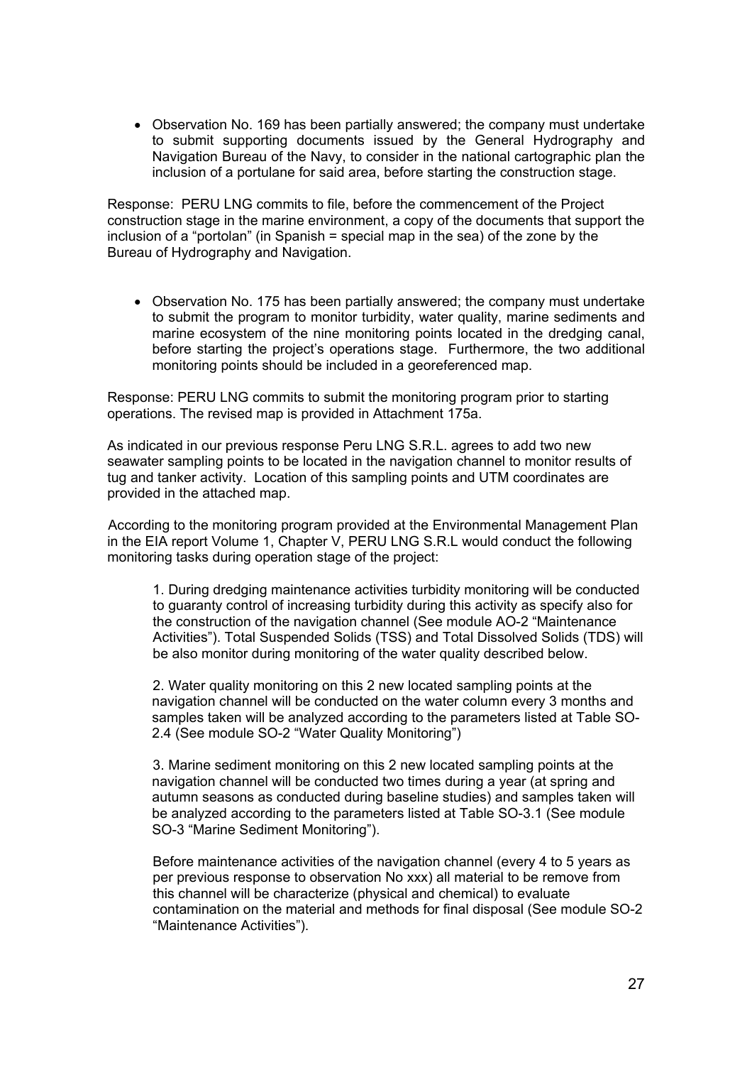- Observation No. 169 has been partially answered; the company must undertake to submit supporting documents issued by the General Hydrography and Navigation Bureau of the Navy, to consider in the national cartographic plan the inclusion of a portulane for said area, before starting the construction stage.

Response: PERU LNG commits to file, before the commencement of the Project construction stage in the marine environment, a copy of the documents that support the inclusion of a "portolan" (in Spanish = special map in the sea) of the zone by the Bureau of Hydrography and Navigation.

- Observation No. 175 has been partially answered; the company must undertake to submit the program to monitor turbidity, water quality, marine sediments and marine ecosystem of the nine monitoring points located in the dredging canal, before starting the project's operations stage. Furthermore, the two additional monitoring points should be included in a georeferenced map.

Response: PERU LNG commits to submit the monitoring program prior to starting operations. The revised map is provided in Attachment 175a.

As indicated in our previous response Peru LNG S.R.L. agrees to add two new seawater sampling points to be located in the navigation channel to monitor results of tug and tanker activity. Location of this sampling points and UTM coordinates are provided in the attached map.

According to the monitoring program provided at the Environmental Management Plan in the EIA report Volume 1, Chapter V, PERU LNG S.R.L would conduct the following monitoring tasks during operation stage of the project:

1. During dredging maintenance activities turbidity monitoring will be conducted to guaranty control of increasing turbidity during this activity as specify also for the construction of the navigation channel (See module AO-2 "Maintenance Activities"). Total Suspended Solids (TSS) and Total Dissolved Solids (TDS) will be also monitor during monitoring of the water quality described below.

2. Water quality monitoring on this 2 new located sampling points at the navigation channel will be conducted on the water column every 3 months and samples taken will be analyzed according to the parameters listed at Table SO-2.4 (See module SO-2 "Water Quality Monitoring")

3. Marine sediment monitoring on this 2 new located sampling points at the navigation channel will be conducted two times during a year (at spring and autumn seasons as conducted during baseline studies) and samples taken will be analyzed according to the parameters listed at Table SO-3.1 (See module SO-3 "Marine Sediment Monitoring").

Before maintenance activities of the navigation channel (every 4 to 5 years as per previous response to observation No xxx) all material to be remove from this channel will be characterize (physical and chemical) to evaluate contamination on the material and methods for final disposal (See module SO-2 "Maintenance Activities").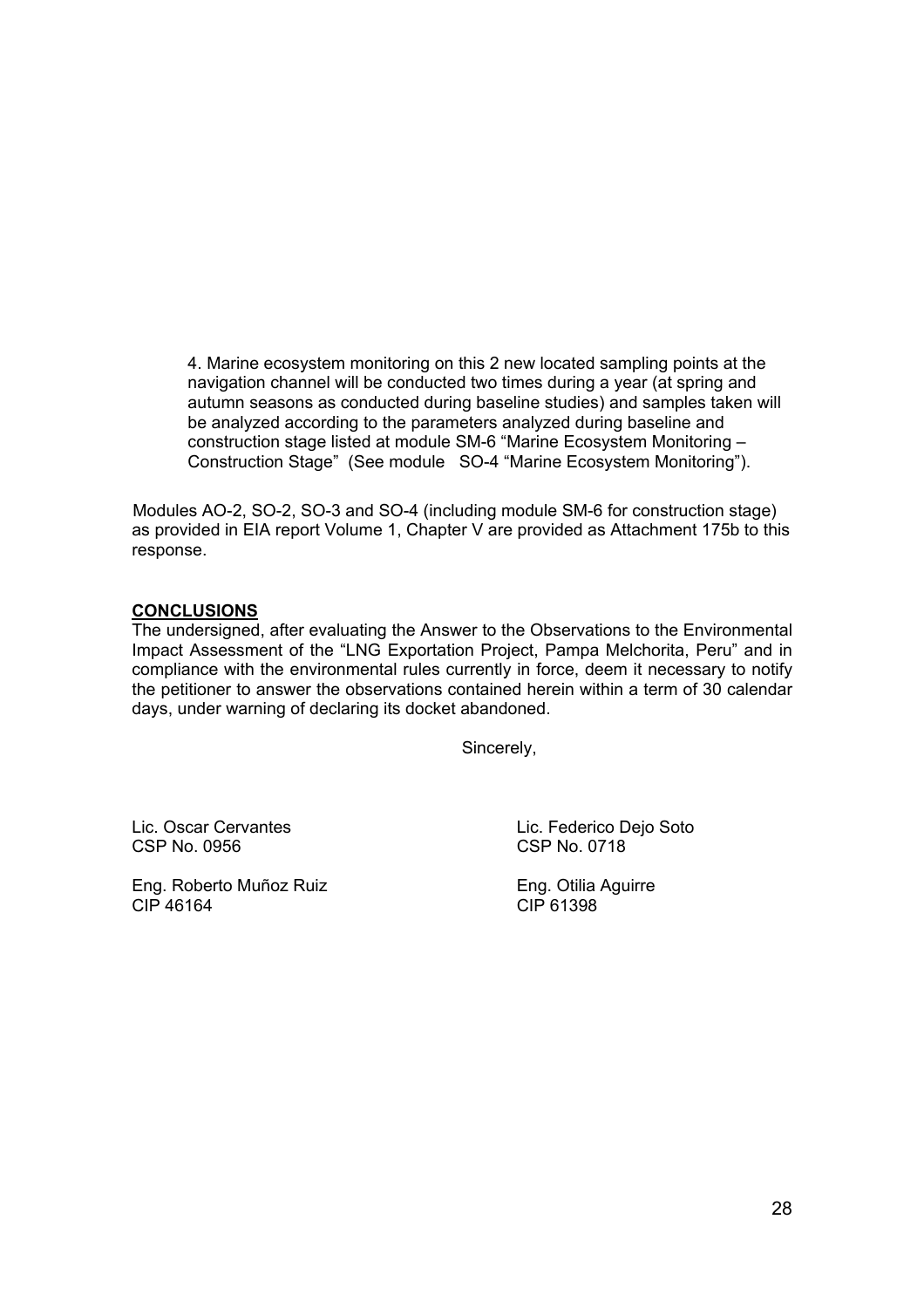4. Marine ecosystem monitoring on this 2 new located sampling points at the navigation channel will be conducted two times during a year (at spring and autumn seasons as conducted during baseline studies) and samples taken will be analyzed according to the parameters analyzed during baseline and construction stage listed at module SM-6 "Marine Ecosystem Monitoring – Construction Stage" (See module SO-4 "Marine Ecosystem Monitoring").

Modules AO-2, SO-2, SO-3 and SO-4 (including module SM-6 for construction stage) as provided in EIA report Volume 1, Chapter V are provided as Attachment 175b to this response.

**CONCLUSIONS**

The undersigned, after evaluating the Answer to the Observations to the Environmental Impact Assessment of the "LNG Exportation Project, Pampa Melchorita, Peru" and in compliance with the environmental rules currently in force, deem it necessary to notify the petitioner to answer the observations contained herein within a term of 30 calendar days, under warning of declaring its docket abandoned.

Sincerely,

Lic. Oscar Cervantes
CSP No. 0956

Lic. Federico Dejo Soto
CSP No. 0718

Eng. Roberto Muñoz Ruiz
CIP 46164

Eng. Otilia Aguirre
CIP 61398